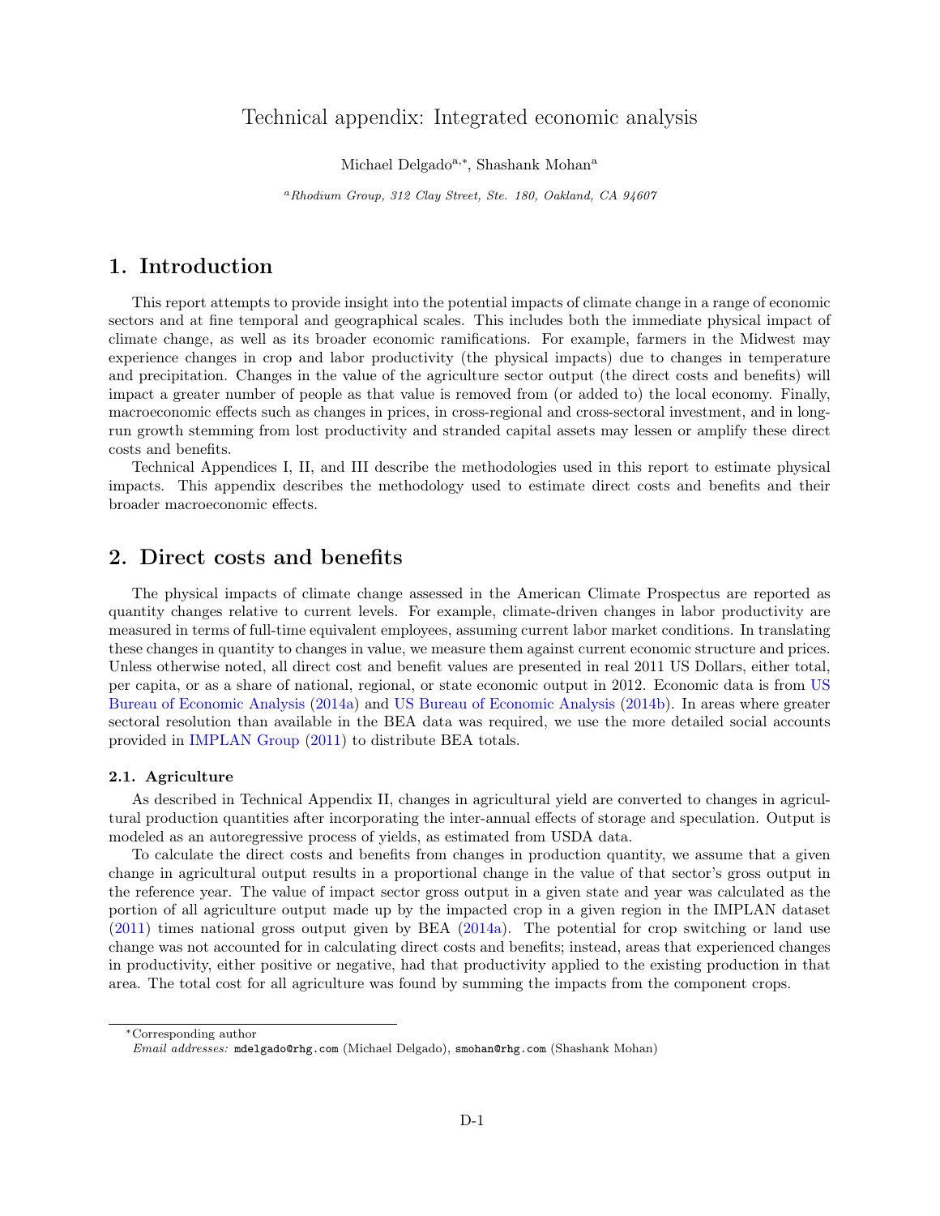# Technical appendix: Integrated economic analysis

Michael Delgado[a,*], Shashank Mohan[a]

[a] *Rhodium Group, 312 Clay Street, Ste. 180, Oakland, CA 94607*

## 1. Introduction

This report attempts to provide insight into the potential impacts of climate change in a range of economic sectors and at fine temporal and geographical scales. This includes both the immediate physical impact of climate change, as well as its broader economic ramifications. For example, farmers in the Midwest may experience changes in crop and labor productivity (the physical impacts) due to changes in temperature and precipitation. Changes in the value of the agriculture sector output (the direct costs and benefits) will impact a greater number of people as that value is removed from (or added to) the local economy. Finally, macroeconomic effects such as changes in prices, in cross-regional and cross-sectoral investment, and in long-run growth stemming from lost productivity and stranded capital assets may lessen or amplify these direct costs and benefits.

Technical Appendices I, II, and III describe the methodologies used in this report to estimate physical impacts. This appendix describes the methodology used to estimate direct costs and benefits and their broader macroeconomic effects.

## 2. Direct costs and benefits

The physical impacts of climate change assessed in the American Climate Prospectus are reported as quantity changes relative to current levels. For example, climate-driven changes in labor productivity are measured in terms of full-time equivalent employees, assuming current labor market conditions. In translating these changes in quantity to changes in value, we measure them against current economic structure and prices. Unless otherwise noted, all direct cost and benefit values are presented in real 2011 US Dollars, either total, per capita, or as a share of national, regional, or state economic output in 2012. Economic data is from US Bureau of Economic Analysis (2014a) and US Bureau of Economic Analysis (2014b). In areas where greater sectoral resolution than available in the BEA data was required, we use the more detailed social accounts provided in IMPLAN Group (2011) to distribute BEA totals.

### 2.1. Agriculture

As described in Technical Appendix II, changes in agricultural yield are converted to changes in agricultural production quantities after incorporating the inter-annual effects of storage and speculation. Output is modeled as an autoregressive process of yields, as estimated from USDA data.

To calculate the direct costs and benefits from changes in production quantity, we assume that a given change in agricultural output results in a proportional change in the value of that sector's gross output in the reference year. The value of impact sector gross output in a given state and year was calculated as the portion of all agriculture output made up by the impacted crop in a given region in the IMPLAN dataset (2011) times national gross output given by BEA (2014a). The potential for crop switching or land use change was not accounted for in calculating direct costs and benefits; instead, areas that experienced changes in productivity, either positive or negative, had that productivity applied to the existing production in that area. The total cost for all agriculture was found by summing the impacts from the component crops.

---

[*] Corresponding author
*Email addresses:* mdelgado@rhg.com (Michael Delgado), smohan@rhg.com (Shashank Mohan)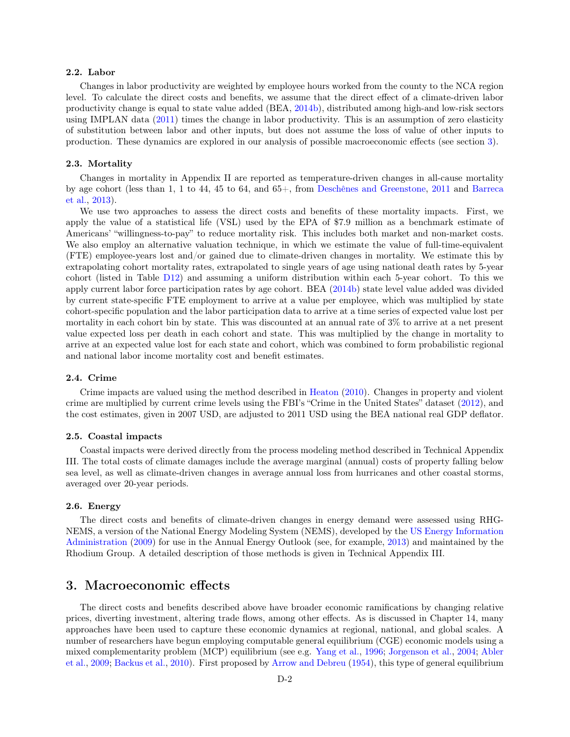### 2.2. Labor

Changes in labor productivity are weighted by employee hours worked from the county to the NCA region level. To calculate the direct costs and benefits, we assume that the direct effect of a climate-driven labor productivity change is equal to state value added (BEA, 2014b), distributed among high-and low-risk sectors using IMPLAN data (2011) times the change in labor productivity. This is an assumption of zero elasticity of substitution between labor and other inputs, but does not assume the loss of value of other inputs to production. These dynamics are explored in our analysis of possible macroeconomic effects (see section 3).

### 2.3. Mortality

Changes in mortality in Appendix II are reported as temperature-driven changes in all-cause mortality by age cohort (less than 1, 1 to 44, 45 to 64, and 65+, from Deschênes and Greenstone, 2011 and Barreca et al., 2013).

We use two approaches to assess the direct costs and benefits of these mortality impacts. First, we apply the value of a statistical life (VSL) used by the EPA of $7.9 million as a benchmark estimate of Americans' "willingness-to-pay" to reduce mortality risk. This includes both market and non-market costs. We also employ an alternative valuation technique, in which we estimate the value of full-time-equivalent (FTE) employee-years lost and/or gained due to climate-driven changes in mortality. We estimate this by extrapolating cohort mortality rates, extrapolated to single years of age using national death rates by 5-year cohort (listed in Table D12) and assuming a uniform distribution within each 5-year cohort. To this we apply current labor force participation rates by age cohort. BEA (2014b) state level value added was divided by current state-specific FTE employment to arrive at a value per employee, which was multiplied by state cohort-specific population and the labor participation data to arrive at a time series of expected value lost per mortality in each cohort bin by state. This was discounted at an annual rate of 3% to arrive at a net present value expected loss per death in each cohort and state. This was multiplied by the change in mortality to arrive at an expected value lost for each state and cohort, which was combined to form probabilistic regional and national labor income mortality cost and benefit estimates.

### 2.4. Crime

Crime impacts are valued using the method described in Heaton (2010). Changes in property and violent crime are multiplied by current crime levels using the FBI's "Crime in the United States" dataset (2012), and the cost estimates, given in 2007 USD, are adjusted to 2011 USD using the BEA national real GDP deflator.

### 2.5. Coastal impacts

Coastal impacts were derived directly from the process modeling method described in Technical Appendix III. The total costs of climate damages include the average marginal (annual) costs of property falling below sea level, as well as climate-driven changes in average annual loss from hurricanes and other coastal storms, averaged over 20-year periods.

### 2.6. Energy

The direct costs and benefits of climate-driven changes in energy demand were assessed using RHG-NEMS, a version of the National Energy Modeling System (NEMS), developed by the US Energy Information Administration (2009) for use in the Annual Energy Outlook (see, for example, 2013) and maintained by the Rhodium Group. A detailed description of those methods is given in Technical Appendix III.

## 3. Macroeconomic effects

The direct costs and benefits described above have broader economic ramifications by changing relative prices, diverting investment, altering trade flows, among other effects. As is discussed in Chapter 14, many approaches have been used to capture these economic dynamics at regional, national, and global scales. A number of researchers have begun employing computable general equilibrium (CGE) economic models using a mixed complementarity problem (MCP) equilibrium (see e.g. Yang et al., 1996; Jorgenson et al., 2004; Abler et al., 2009; Backus et al., 2010). First proposed by Arrow and Debreu (1954), this type of general equilibrium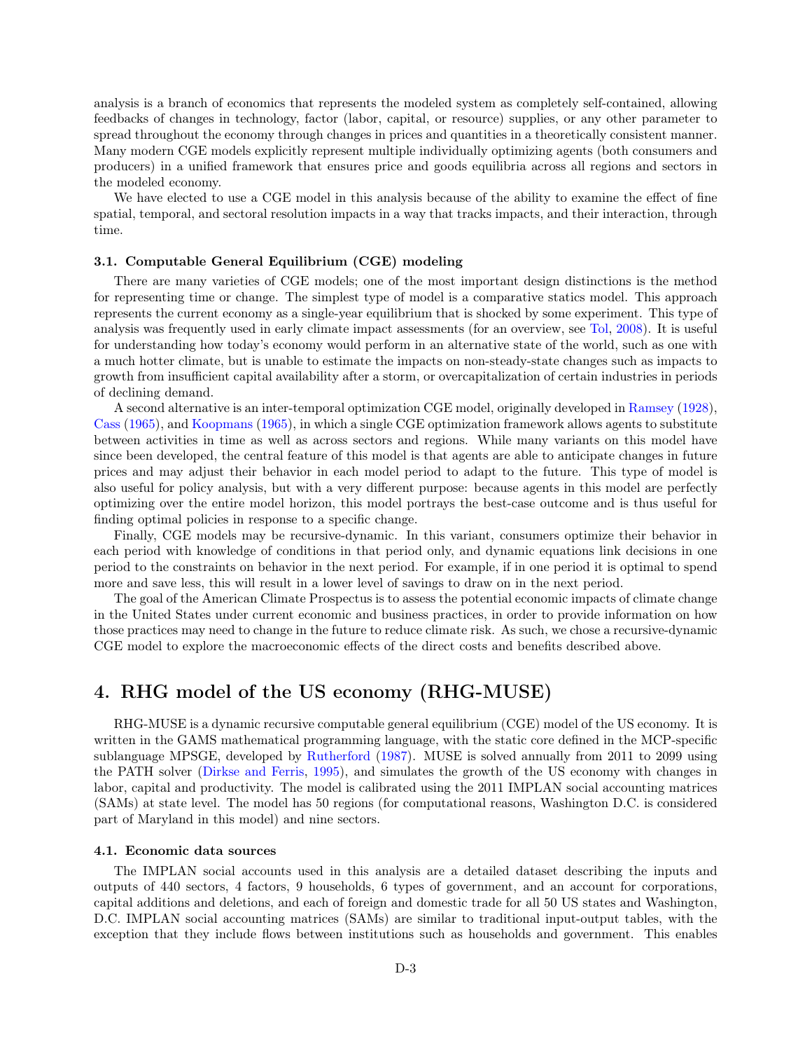analysis is a branch of economics that represents the modeled system as completely self-contained, allowing feedbacks of changes in technology, factor (labor, capital, or resource) supplies, or any other parameter to spread throughout the economy through changes in prices and quantities in a theoretically consistent manner. Many modern CGE models explicitly represent multiple individually optimizing agents (both consumers and producers) in a unified framework that ensures price and goods equilibria across all regions and sectors in the modeled economy.

We have elected to use a CGE model in this analysis because of the ability to examine the effect of fine spatial, temporal, and sectoral resolution impacts in a way that tracks impacts, and their interaction, through time.

### 3.1. Computable General Equilibrium (CGE) modeling

There are many varieties of CGE models; one of the most important design distinctions is the method for representing time or change. The simplest type of model is a comparative statics model. This approach represents the current economy as a single-year equilibrium that is shocked by some experiment. This type of analysis was frequently used in early climate impact assessments (for an overview, see Tol, 2008). It is useful for understanding how today's economy would perform in an alternative state of the world, such as one with a much hotter climate, but is unable to estimate the impacts on non-steady-state changes such as impacts to growth from insufficient capital availability after a storm, or overcapitalization of certain industries in periods of declining demand.

A second alternative is an inter-temporal optimization CGE model, originally developed in Ramsey (1928), Cass (1965), and Koopmans (1965), in which a single CGE optimization framework allows agents to substitute between activities in time as well as across sectors and regions. While many variants on this model have since been developed, the central feature of this model is that agents are able to anticipate changes in future prices and may adjust their behavior in each model period to adapt to the future. This type of model is also useful for policy analysis, but with a very different purpose: because agents in this model are perfectly optimizing over the entire model horizon, this model portrays the best-case outcome and is thus useful for finding optimal policies in response to a specific change.

Finally, CGE models may be recursive-dynamic. In this variant, consumers optimize their behavior in each period with knowledge of conditions in that period only, and dynamic equations link decisions in one period to the constraints on behavior in the next period. For example, if in one period it is optimal to spend more and save less, this will result in a lower level of savings to draw on in the next period.

The goal of the American Climate Prospectus is to assess the potential economic impacts of climate change in the United States under current economic and business practices, in order to provide information on how those practices may need to change in the future to reduce climate risk. As such, we chose a recursive-dynamic CGE model to explore the macroeconomic effects of the direct costs and benefits described above.

## 4. RHG model of the US economy (RHG-MUSE)

RHG-MUSE is a dynamic recursive computable general equilibrium (CGE) model of the US economy. It is written in the GAMS mathematical programming language, with the static core defined in the MCP-specific sublanguage MPSGE, developed by Rutherford (1987). MUSE is solved annually from 2011 to 2099 using the PATH solver (Dirkse and Ferris, 1995), and simulates the growth of the US economy with changes in labor, capital and productivity. The model is calibrated using the 2011 IMPLAN social accounting matrices (SAMs) at state level. The model has 50 regions (for computational reasons, Washington D.C. is considered part of Maryland in this model) and nine sectors.

### 4.1. Economic data sources

The IMPLAN social accounts used in this analysis are a detailed dataset describing the inputs and outputs of 440 sectors, 4 factors, 9 households, 6 types of government, and an account for corporations, capital additions and deletions, and each of foreign and domestic trade for all 50 US states and Washington, D.C. IMPLAN social accounting matrices (SAMs) are similar to traditional input-output tables, with the exception that they include flows between institutions such as households and government. This enables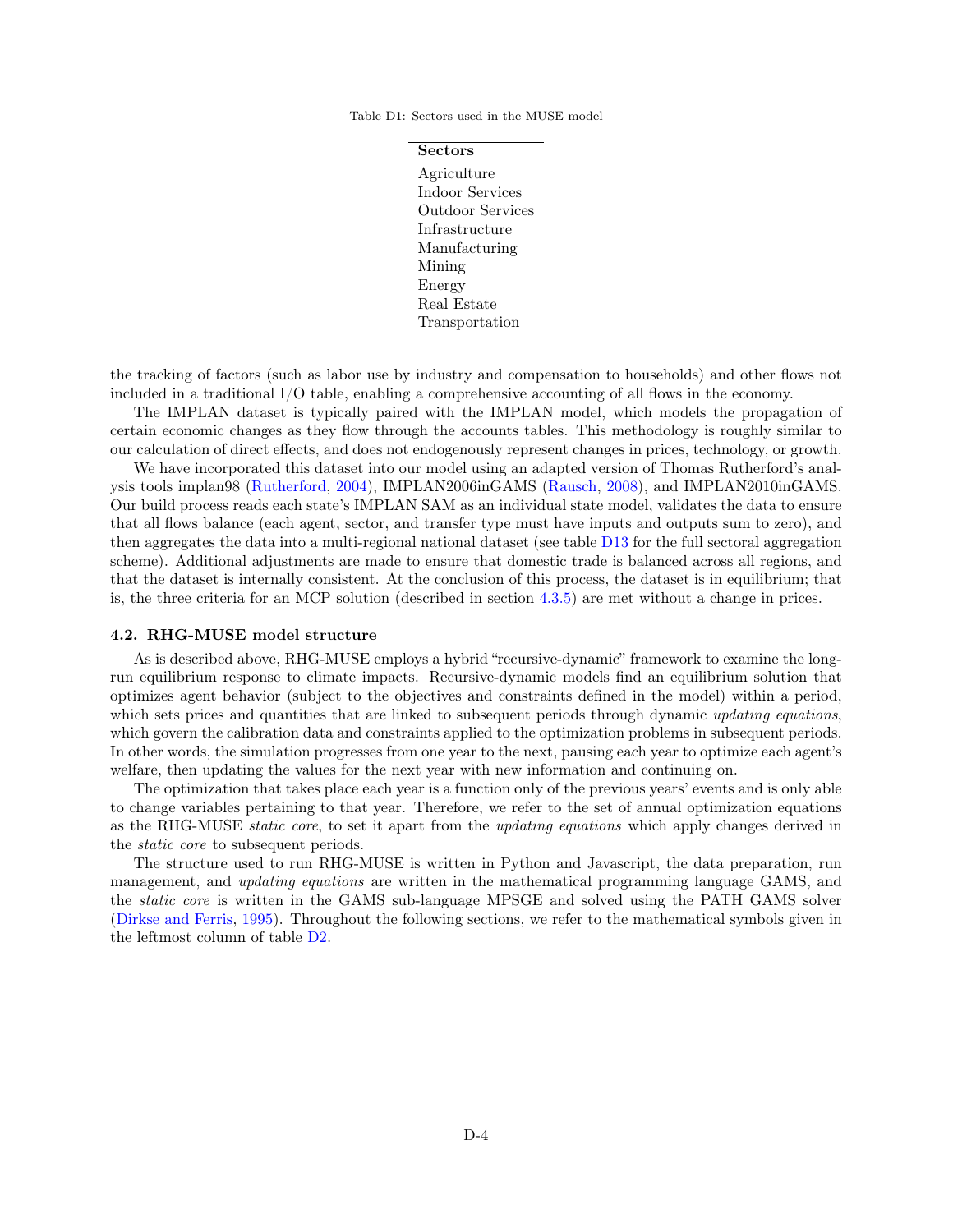Table D1: Sectors used in the MUSE model

| Sectors |
|---|
| Agriculture |
| Indoor Services |
| Outdoor Services |
| Infrastructure |
| Manufacturing |
| Mining |
| Energy |
| Real Estate |
| Transportation |

the tracking of factors (such as labor use by industry and compensation to households) and other flows not included in a traditional I/O table, enabling a comprehensive accounting of all flows in the economy.

The IMPLAN dataset is typically paired with the IMPLAN model, which models the propagation of certain economic changes as they flow through the accounts tables. This methodology is roughly similar to our calculation of direct effects, and does not endogenously represent changes in prices, technology, or growth.

We have incorporated this dataset into our model using an adapted version of Thomas Rutherford's analysis tools implan98 (Rutherford, 2004), IMPLAN2006inGAMS (Rausch, 2008), and IMPLAN2010inGAMS. Our build process reads each state's IMPLAN SAM as an individual state model, validates the data to ensure that all flows balance (each agent, sector, and transfer type must have inputs and outputs sum to zero), and then aggregates the data into a multi-regional national dataset (see table D13 for the full sectoral aggregation scheme). Additional adjustments are made to ensure that domestic trade is balanced across all regions, and that the dataset is internally consistent. At the conclusion of this process, the dataset is in equilibrium; that is, the three criteria for an MCP solution (described in section 4.3.5) are met without a change in prices.

### 4.2. RHG-MUSE model structure

As is described above, RHG-MUSE employs a hybrid "recursive-dynamic" framework to examine the long-run equilibrium response to climate impacts. Recursive-dynamic models find an equilibrium solution that optimizes agent behavior (subject to the objectives and constraints defined in the model) within a period, which sets prices and quantities that are linked to subsequent periods through dynamic *updating equations*, which govern the calibration data and constraints applied to the optimization problems in subsequent periods. In other words, the simulation progresses from one year to the next, pausing each year to optimize each agent's welfare, then updating the values for the next year with new information and continuing on.

The optimization that takes place each year is a function only of the previous years' events and is only able to change variables pertaining to that year. Therefore, we refer to the set of annual optimization equations as the RHG-MUSE *static core*, to set it apart from the *updating equations* which apply changes derived in the *static core* to subsequent periods.

The structure used to run RHG-MUSE is written in Python and Javascript, the data preparation, run management, and *updating equations* are written in the mathematical programming language GAMS, and the *static core* is written in the GAMS sub-language MPSGE and solved using the PATH GAMS solver (Dirkse and Ferris, 1995). Throughout the following sections, we refer to the mathematical symbols given in the leftmost column of table D2.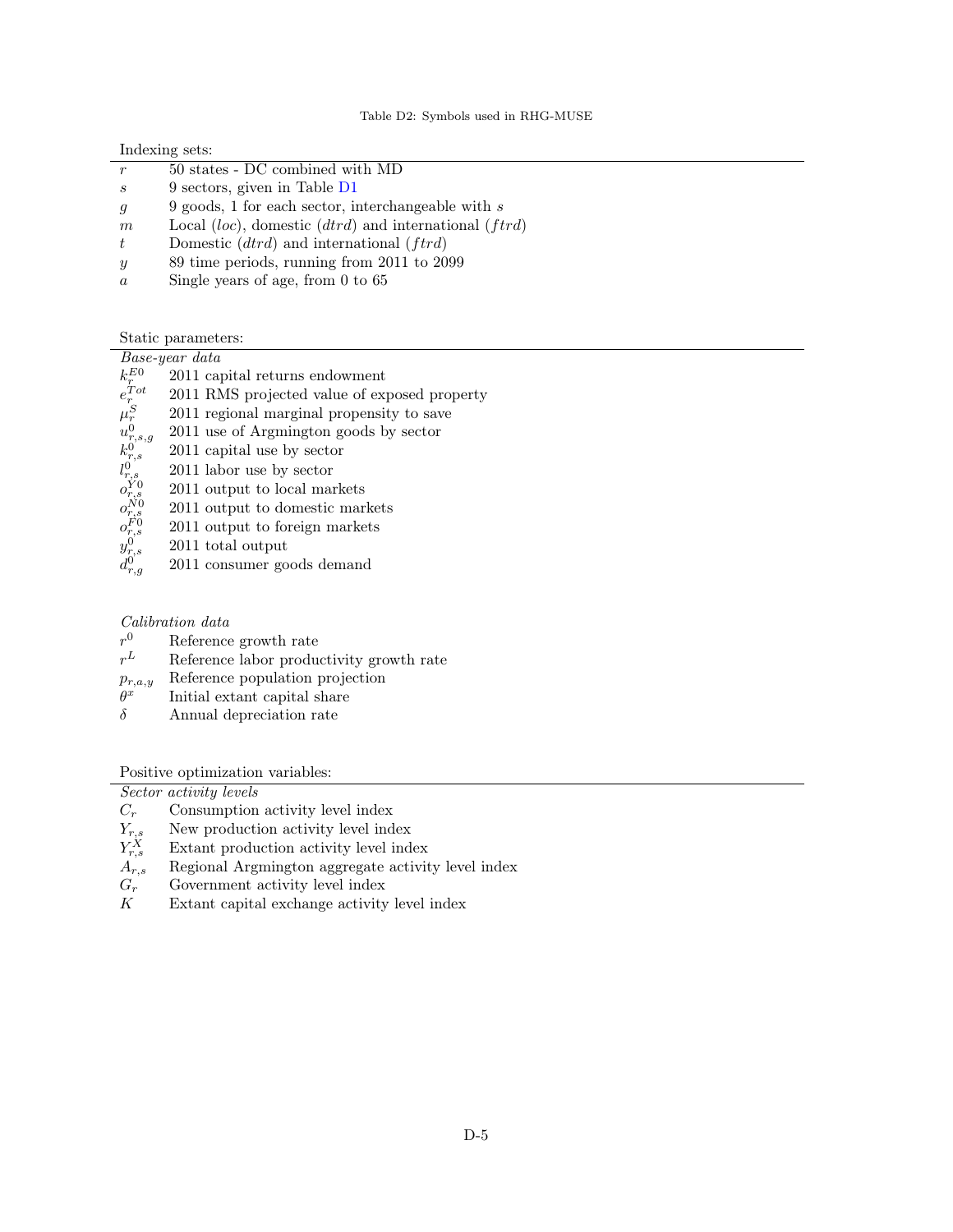Table D2: Symbols used in RHG-MUSE

Indexing sets:

| | |
|---|---|
| $r$ | 50 states - DC combined with MD |
| $s$ | 9 sectors, given in Table D1 |
| $g$ | 9 goods, 1 for each sector, interchangeable with $s$ |
| $m$ | Local ($loc$), domestic ($dtrd$) and international ($ftrd$) |
| $t$ | Domestic ($dtrd$) and international ($ftrd$) |
| $y$ | 89 time periods, running from 2011 to 2099 |
| $a$ | Single years of age, from 0 to 65 |

Static parameters:

| *Base-year data* | |
|---|---|
| $k_r^{E0}$ | 2011 capital returns endowment |
| $e_r^{Tot}$ | 2011 RMS projected value of exposed property |
| $\mu_r^S$ | 2011 regional marginal propensity to save |
| $u_{r,s,g}^0$ | 2011 use of Argmington goods by sector |
| $k_{r,s}^0$ | 2011 capital use by sector |
| $l_{r,s}^0$ | 2011 labor use by sector |
| $o_{r,s}^{Y0}$ | 2011 output to local markets |
| $o_{r,s}^{N0}$ | 2011 output to domestic markets |
| $o_{r,s}^{F0}$ | 2011 output to foreign markets |
| $y_{r,s}^0$ | 2011 total output |
| $d_{r,g}^0$ | 2011 consumer goods demand |

| *Calibration data* | |
|---|---|
| $r^0$ | Reference growth rate |
| $r^L$ | Reference labor productivity growth rate |
| $p_{r,a,y}$ | Reference population projection |
| $\theta^x$ | Initial extant capital share |
| $\delta$ | Annual depreciation rate |

Positive optimization variables:

| *Sector activity levels* | |
|---|---|
| $C_r$ | Consumption activity level index |
| $Y_{r,s}$ | New production activity level index |
| $Y_{r,s}^X$ | Extant production activity level index |
| $A_{r,s}$ | Regional Argmington aggregate activity level index |
| $G_r$ | Government activity level index |
| $K$ | Extant capital exchange activity level index |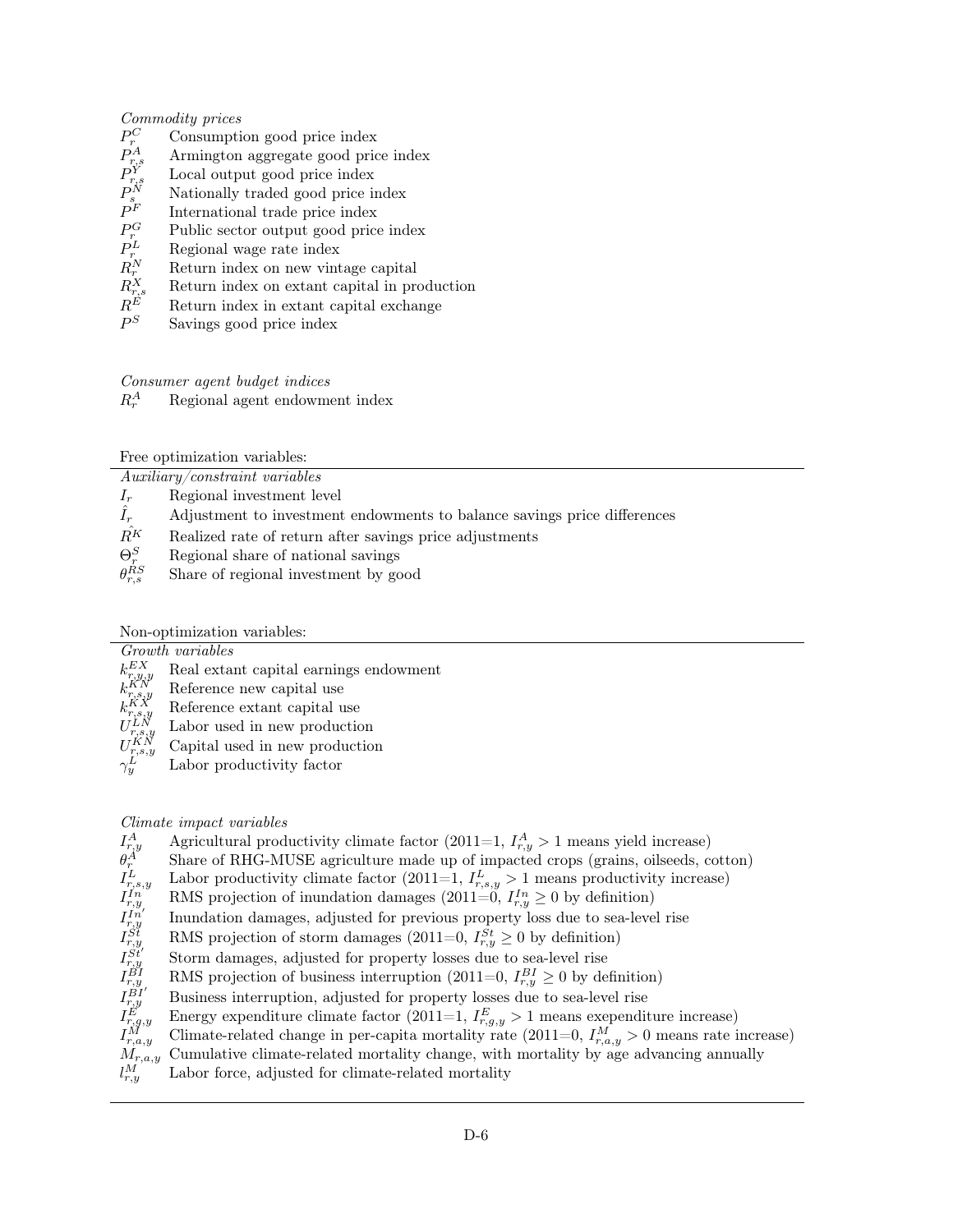*Commodity prices*

| | |
|---|---|
| $P^C_r$ | Consumption good price index |
| $P^A_{r,s}$ | Armington aggregate good price index |
| $P^Y_{r,s}$ | Local output good price index |
| $P^N_s$ | Nationally traded good price index |
| $P^F$ | International trade price index |
| $P^G_r$ | Public sector output good price index |
| $P^L_r$ | Regional wage rate index |
| $R^N_r$ | Return index on new vintage capital |
| $R^X_{r,s}$ | Return index on extant capital in production |
| $R^E$ | Return index in extant capital exchange |
| $P^S$ | Savings good price index |

*Consumer agent budget indices*

| | |
|---|---|
| $R^A_r$ | Regional agent endowment index |

Free optimization variables:

*Auxiliary/constraint variables*

| | |
|---|---|
| $I_r$ | Regional investment level |
| $\hat{I}_r$ | Adjustment to investment endowments to balance savings price differences |
| $\hat{R^K}$ | Realized rate of return after savings price adjustments |
| $\Theta^S_r$ | Regional share of national savings |
| $\theta^{RS}_{r,s}$ | Share of regional investment by good |

Non-optimization variables:

*Growth variables*

| | |
|---|---|
| $k^{EX}_{r,y,y}$ | Real extant capital earnings endowment |
| $k^{KN}_{r,s,y}$ | Reference new capital use |
| $k^{KX}_{r,s,y}$ | Reference extant capital use |
| $U^{LN}_{r,s,y}$ | Labor used in new production |
| $U^{KN}_{r,s,y}$ | Capital used in new production |
| $\gamma^L_y$ | Labor productivity factor |

*Climate impact variables*

| | |
|---|---|
| $I^A_{r,y}$ | Agricultural productivity climate factor (2011=1, $I^A_{r,y} > 1$ means yield increase) |
| $\theta^A_r$ | Share of RHG-MUSE agriculture made up of impacted crops (grains, oilseeds, cotton) |
| $I^L_{r,s,y}$ | Labor productivity climate factor (2011=1, $I^L_{r,s,y} > 1$ means productivity increase) |
| $I^{In}_{r,y}$ | RMS projection of inundation damages (2011=0, $I^{In}_{r,y} \geq 0$ by definition) |
| $I^{In'}_{r,y}$ | Inundation damages, adjusted for previous property loss due to sea-level rise |
| $I^{St}_{r,y}$ | RMS projection of storm damages (2011=0, $I^{St}_{r,y} \geq 0$ by definition) |
| $I^{St'}_{r,y}$ | Storm damages, adjusted for property losses due to sea-level rise |
| $I^{BI}_{r,y}$ | RMS projection of business interruption (2011=0, $I^{BI}_{r,y} \geq 0$ by definition) |
| $I^{BI'}_{r,y}$ | Business interruption, adjusted for property losses due to sea-level rise |
| $I^E_{r,g,y}$ | Energy expenditure climate factor (2011=1, $I^E_{r,g,y} > 1$ means exependiture increase) |
| $I^M_{r,a,y}$ | Climate-related change in per-capita mortality rate (2011=0, $I^M_{r,a,y} > 0$ means rate increase) |
| $M_{r,a,y}$ | Cumulative climate-related mortality change, with mortality by age advancing annually |
| $l^M_{r,y}$ | Labor force, adjusted for climate-related mortality |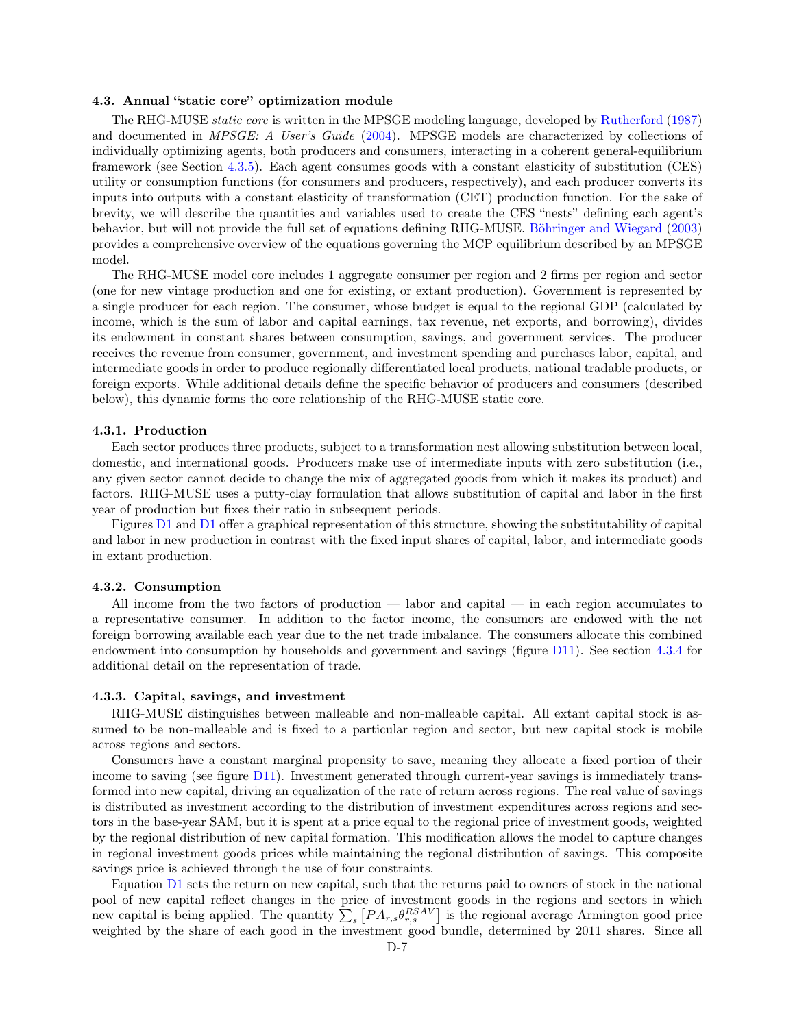### 4.3. Annual "static core" optimization module

The RHG-MUSE *static core* is written in the MPSGE modeling language, developed by Rutherford (1987) and documented in *MPSGE: A User's Guide* (2004). MPSGE models are characterized by collections of individually optimizing agents, both producers and consumers, interacting in a coherent general-equilibrium framework (see Section 4.3.5). Each agent consumes goods with a constant elasticity of substitution (CES) utility or consumption functions (for consumers and producers, respectively), and each producer converts its inputs into outputs with a constant elasticity of transformation (CET) production function. For the sake of brevity, we will describe the quantities and variables used to create the CES "nests" defining each agent's behavior, but will not provide the full set of equations defining RHG-MUSE. Böhringer and Wiegard (2003) provides a comprehensive overview of the equations governing the MCP equilibrium described by an MPSGE model.

The RHG-MUSE model core includes 1 aggregate consumer per region and 2 firms per region and sector (one for new vintage production and one for existing, or extant production). Government is represented by a single producer for each region. The consumer, whose budget is equal to the regional GDP (calculated by income, which is the sum of labor and capital earnings, tax revenue, net exports, and borrowing), divides its endowment in constant shares between consumption, savings, and government services. The producer receives the revenue from consumer, government, and investment spending and purchases labor, capital, and intermediate goods in order to produce regionally differentiated local products, national tradable products, or foreign exports. While additional details define the specific behavior of producers and consumers (described below), this dynamic forms the core relationship of the RHG-MUSE static core.

#### 4.3.1. Production

Each sector produces three products, subject to a transformation nest allowing substitution between local, domestic, and international goods. Producers make use of intermediate inputs with zero substitution (i.e., any given sector cannot decide to change the mix of aggregated goods from which it makes its product) and factors. RHG-MUSE uses a putty-clay formulation that allows substitution of capital and labor in the first year of production but fixes their ratio in subsequent periods.

Figures D1 and D1 offer a graphical representation of this structure, showing the substitutability of capital and labor in new production in contrast with the fixed input shares of capital, labor, and intermediate goods in extant production.

#### 4.3.2. Consumption

All income from the two factors of production — labor and capital — in each region accumulates to a representative consumer. In addition to the factor income, the consumers are endowed with the net foreign borrowing available each year due to the net trade imbalance. The consumers allocate this combined endowment into consumption by households and government and savings (figure D11). See section 4.3.4 for additional detail on the representation of trade.

#### 4.3.3. Capital, savings, and investment

RHG-MUSE distinguishes between malleable and non-malleable capital. All extant capital stock is assumed to be non-malleable and is fixed to a particular region and sector, but new capital stock is mobile across regions and sectors.

Consumers have a constant marginal propensity to save, meaning they allocate a fixed portion of their income to saving (see figure D11). Investment generated through current-year savings is immediately transformed into new capital, driving an equalization of the rate of return across regions. The real value of savings is distributed as investment according to the distribution of investment expenditures across regions and sectors in the base-year SAM, but it is spent at a price equal to the regional price of investment goods, weighted by the regional distribution of new capital formation. This modification allows the model to capture changes in regional investment goods prices while maintaining the regional distribution of savings. This composite savings price is achieved through the use of four constraints.

Equation D1 sets the return on new capital, such that the returns paid to owners of stock in the national pool of new capital reflect changes in the price of investment goods in the regions and sectors in which new capital is being applied. The quantity $\sum_s \left[PA_{r,s}\theta^{RSAV}_{r,s}\right]$ is the regional average Armington good price weighted by the share of each good in the investment good bundle, determined by 2011 shares. Since all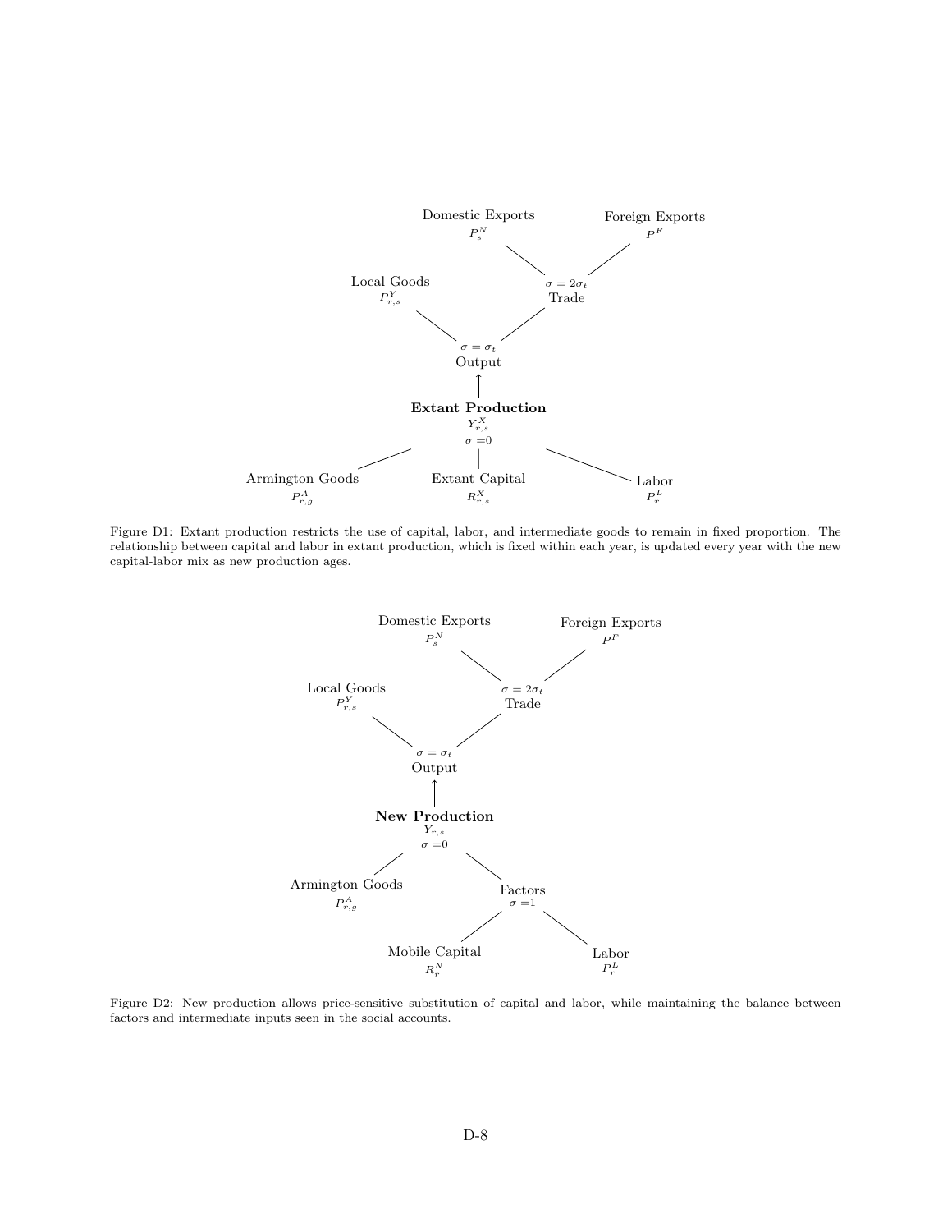Domestic Exports
$P^N_s$

Foreign Exports
$P^F$

Local Goods
$P^Y_{r,s}$

$\sigma = 2\sigma_t$
Trade

$\sigma = \sigma_t$
Output

**Extant Production**
$Y^X_{r,s}$
$\sigma = 0$

Armington Goods
$P^A_{r,g}$

Extant Capital
$R^X_{r,s}$

Labor
$P^L_r$

Figure D1: Extant production restricts the use of capital, labor, and intermediate goods to remain in fixed proportion. The relationship between capital and labor in extant production, which is fixed within each year, is updated every year with the new capital-labor mix as new production ages.

Domestic Exports
$P^N_s$

Foreign Exports
$P^F$

Local Goods
$P^Y_{r,s}$

$\sigma = 2\sigma_t$
Trade

$\sigma = \sigma_t$
Output

**New Production**
$Y_{r,s}$
$\sigma = 0$

Armington Goods
$P^A_{r,g}$

Factors
$\sigma = 1$

Mobile Capital
$R^N_r$

Labor
$P^L_r$

Figure D2: New production allows price-sensitive substitution of capital and labor, while maintaining the balance between factors and intermediate inputs seen in the social accounts.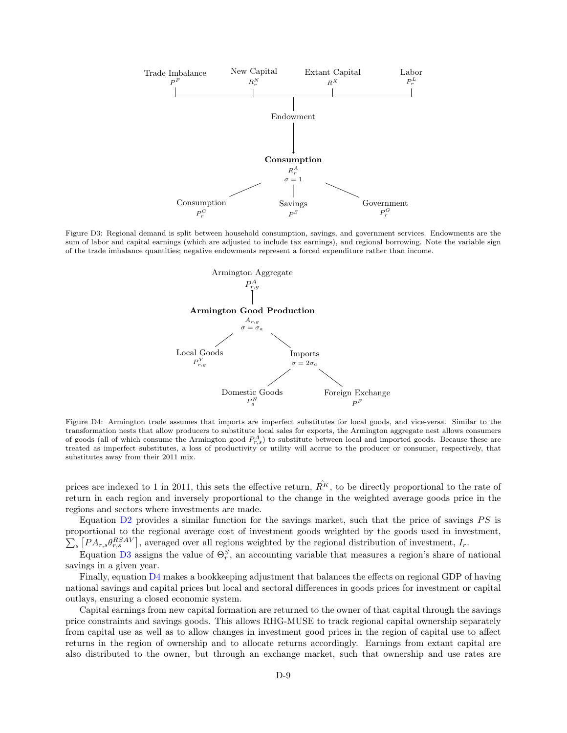Trade Imbalance $P^F$ | New Capital $R^N_r$ | Extant Capital $R^X$ | Labor $P^L_r$

Endowment

**Consumption**
$R^A_r$
$\sigma = 1$

Consumption $P^C_r$ | Savings $P^S$ | Government $P^G_r$

Figure D3: Regional demand is split between household consumption, savings, and government services. Endowments are the sum of labor and capital earnings (which are adjusted to include tax earnings), and regional borrowing. Note the variable sign of the trade imbalance quantities; negative endowments represent a forced expenditure rather than income.

Armington Aggregate
$P^A_{r,g}$

**Armington Good Production**
$A_{r,g}$
$\sigma = \sigma_a$

Local Goods $P^Y_{r,g}$ | Imports $\sigma = 2\sigma_a$

Domestic Goods $P^N_g$ | Foreign Exchange $P^F$

Figure D4: Armington trade assumes that imports are imperfect substitutes for local goods, and vice-versa. Similar to the transformation nests that allow producers to substitute local sales for exports, the Armington aggregate nest allows consumers of goods (all of which consume the Armington good $P^A_{r,s}$) to substitute between local and imported goods. Because these are treated as imperfect substitutes, a loss of productivity or utility will accrue to the producer or consumer, respectively, that substitutes away from their 2011 mix.

prices are indexed to 1 in 2011, this sets the effective return, $\hat{R^K}$, to be directly proportional to the rate of return in each region and inversely proportional to the change in the weighted average goods price in the regions and sectors where investments are made.

Equation D2 provides a similar function for the savings market, such that the price of savings $PS$ is proportional to the regional average cost of investment goods weighted by the goods used in investment, $\sum_s \left[PA_{r,s}\theta^{RSAV}_{r,s}\right]$, averaged over all regions weighted by the regional distribution of investment, $I_r$.

Equation D3 assigns the value of $\Theta^S_r$, an accounting variable that measures a region's share of national savings in a given year.

Finally, equation D4 makes a bookkeeping adjustment that balances the effects on regional GDP of having national savings and capital prices but local and sectoral differences in goods prices for investment or capital outlays, ensuring a closed economic system.

Capital earnings from new capital formation are returned to the owner of that capital through the savings price constraints and savings goods. This allows RHG-MUSE to track regional capital ownership separately from capital use as well as to allow changes in investment good prices in the region of capital use to affect returns in the region of ownership and to allocate returns accordingly. Earnings from extant capital are also distributed to the owner, but through an exchange market, such that ownership and use rates are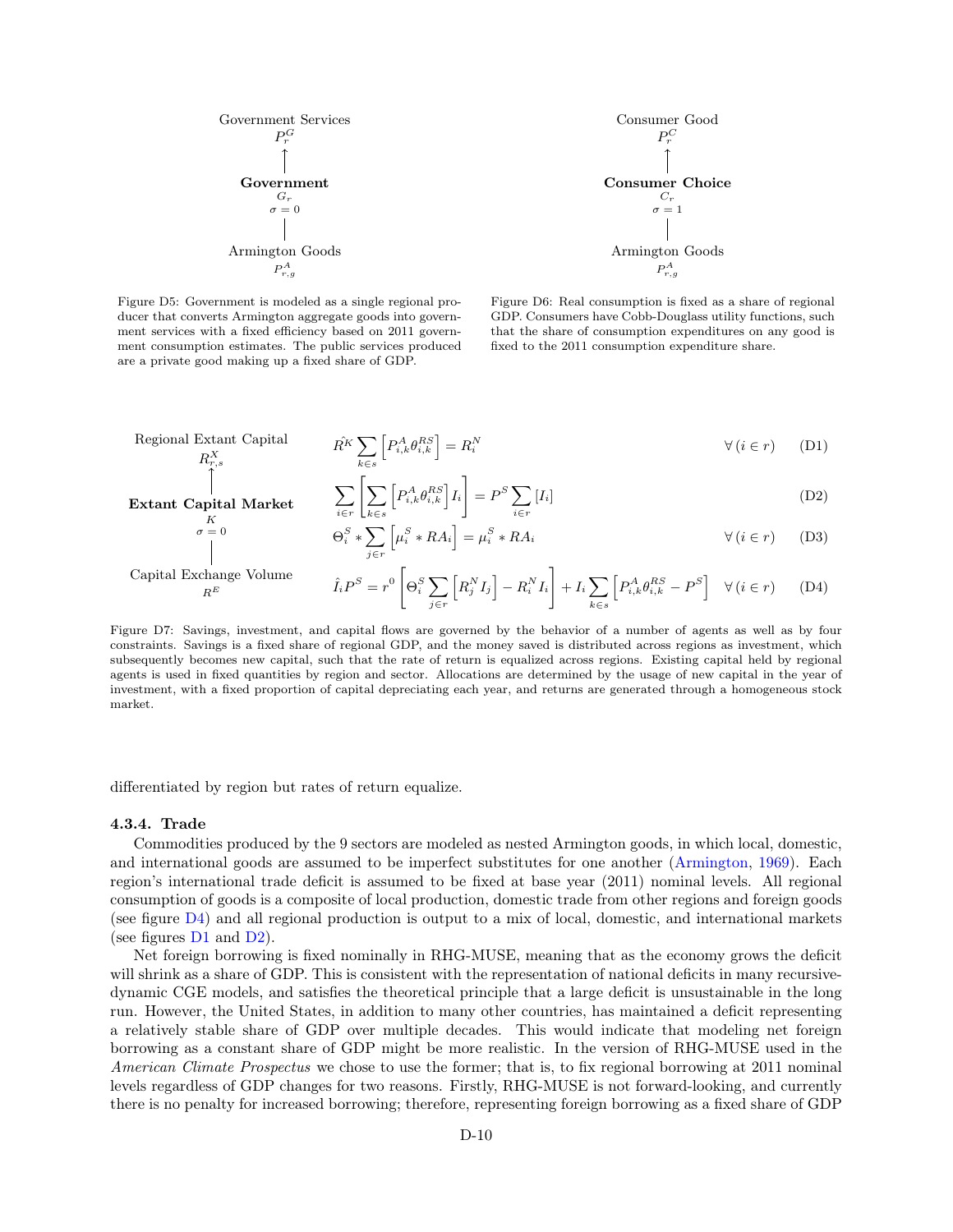Government Services
$P_r^G$

**Government**
$G_r$
$\sigma = 0$

Armington Goods
$P_{r,g}^A$

Figure D5: Government is modeled as a single regional producer that converts Armington aggregate goods into government services with a fixed efficiency based on 2011 government consumption estimates. The public services produced are a private good making up a fixed share of GDP.

Consumer Good
$P_r^C$

**Consumer Choice**
$C_r$
$\sigma = 1$

Armington Goods
$P_{r,g}^A$

Figure D6: Real consumption is fixed as a share of regional GDP. Consumers have Cobb-Douglass utility functions, such that the share of consumption expenditures on any good is fixed to the 2011 consumption expenditure share.

Regional Extant Capital
$R_{r,s}^X$

**Extant Capital Market**
$K$
$\sigma = 0$

Capital Exchange Volume
$R^E$

$$\hat{R^K} \sum_{k \in s} \left[ P_{i,k}^A \theta_{i,k}^{RS} \right] = R_i^N \quad \forall (i \in r) \tag{D1}$$

$$\sum_{i \in r} \left[ \sum_{k \in s} \left[ P_{i,k}^A \theta_{i,k}^{RS} \right] I_i \right] = P^S \sum_{i \in r} [I_i] \tag{D2}$$

$$\Theta_i^S * \sum_{j \in r} \left[ \mu_i^S * RA_i \right] = \mu_i^S * RA_i \quad \forall (i \in r) \tag{D3}$$

$$\hat{I}_i P^S = r^0 \left[ \Theta_i^S \sum_{j \in r} \left[ R_j^N I_j \right] - R_i^N I_i \right] + I_i \sum_{k \in s} \left[ P_{i,k}^A \theta_{i,k}^{RS} - P^S \right] \quad \forall (i \in r) \tag{D4}$$

Figure D7: Savings, investment, and capital flows are governed by the behavior of a number of agents as well as by four constraints. Savings is a fixed share of regional GDP, and the money saved is distributed across regions as investment, which subsequently becomes new capital, such that the rate of return is equalized across regions. Existing capital held by regional agents is used in fixed quantities by region and sector. Allocations are determined by the usage of new capital in the year of investment, with a fixed proportion of capital depreciating each year, and returns are generated through a homogeneous stock market.

differentiated by region but rates of return equalize.

#### 4.3.4. Trade

Commodities produced by the 9 sectors are modeled as nested Armington goods, in which local, domestic, and international goods are assumed to be imperfect substitutes for one another (Armington, 1969). Each region's international trade deficit is assumed to be fixed at base year (2011) nominal levels. All regional consumption of goods is a composite of local production, domestic trade from other regions and foreign goods (see figure D4) and all regional production is output to a mix of local, domestic, and international markets (see figures D1 and D2).

Net foreign borrowing is fixed nominally in RHG-MUSE, meaning that as the economy grows the deficit will shrink as a share of GDP. This is consistent with the representation of national deficits in many recursive-dynamic CGE models, and satisfies the theoretical principle that a large deficit is unsustainable in the long run. However, the United States, in addition to many other countries, has maintained a deficit representing a relatively stable share of GDP over multiple decades. This would indicate that modeling net foreign borrowing as a constant share of GDP might be more realistic. In the version of RHG-MUSE used in the *American Climate Prospectus* we chose to use the former; that is, to fix regional borrowing at 2011 nominal levels regardless of GDP changes for two reasons. Firstly, RHG-MUSE is not forward-looking, and currently there is no penalty for increased borrowing; therefore, representing foreign borrowing as a fixed share of GDP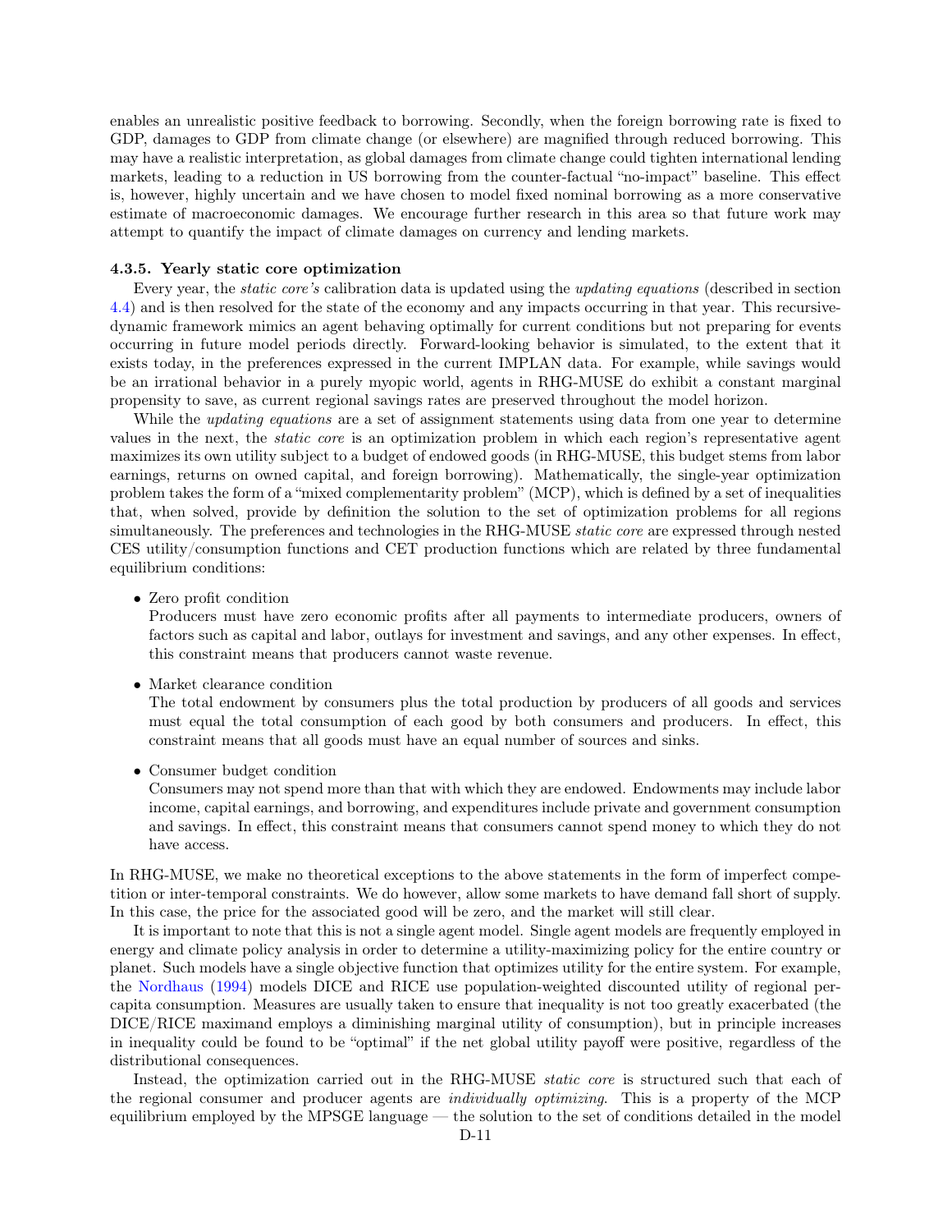enables an unrealistic positive feedback to borrowing. Secondly, when the foreign borrowing rate is fixed to GDP, damages to GDP from climate change (or elsewhere) are magnified through reduced borrowing. This may have a realistic interpretation, as global damages from climate change could tighten international lending markets, leading to a reduction in US borrowing from the counter-factual "no-impact" baseline. This effect is, however, highly uncertain and we have chosen to model fixed nominal borrowing as a more conservative estimate of macroeconomic damages. We encourage further research in this area so that future work may attempt to quantify the impact of climate damages on currency and lending markets.

#### 4.3.5. Yearly static core optimization

Every year, the *static core's* calibration data is updated using the *updating equations* (described in section 4.4) and is then resolved for the state of the economy and any impacts occurring in that year. This recursive-dynamic framework mimics an agent behaving optimally for current conditions but not preparing for events occurring in future model periods directly. Forward-looking behavior is simulated, to the extent that it exists today, in the preferences expressed in the current IMPLAN data. For example, while savings would be an irrational behavior in a purely myopic world, agents in RHG-MUSE do exhibit a constant marginal propensity to save, as current regional savings rates are preserved throughout the model horizon.

While the *updating equations* are a set of assignment statements using data from one year to determine values in the next, the *static core* is an optimization problem in which each region's representative agent maximizes its own utility subject to a budget of endowed goods (in RHG-MUSE, this budget stems from labor earnings, returns on owned capital, and foreign borrowing). Mathematically, the single-year optimization problem takes the form of a "mixed complementarity problem" (MCP), which is defined by a set of inequalities that, when solved, provide by definition the solution to the set of optimization problems for all regions simultaneously. The preferences and technologies in the RHG-MUSE *static core* are expressed through nested CES utility/consumption functions and CET production functions which are related by three fundamental equilibrium conditions:

- Zero profit condition

  Producers must have zero economic profits after all payments to intermediate producers, owners of factors such as capital and labor, outlays for investment and savings, and any other expenses. In effect, this constraint means that producers cannot waste revenue.

- Market clearance condition

  The total endowment by consumers plus the total production by producers of all goods and services must equal the total consumption of each good by both consumers and producers. In effect, this constraint means that all goods must have an equal number of sources and sinks.

- Consumer budget condition

  Consumers may not spend more than that with which they are endowed. Endowments may include labor income, capital earnings, and borrowing, and expenditures include private and government consumption and savings. In effect, this constraint means that consumers cannot spend money to which they do not have access.

In RHG-MUSE, we make no theoretical exceptions to the above statements in the form of imperfect competition or inter-temporal constraints. We do however, allow some markets to have demand fall short of supply. In this case, the price for the associated good will be zero, and the market will still clear.

It is important to note that this is not a single agent model. Single agent models are frequently employed in energy and climate policy analysis in order to determine a utility-maximizing policy for the entire country or planet. Such models have a single objective function that optimizes utility for the entire system. For example, the Nordhaus (1994) models DICE and RICE use population-weighted discounted utility of regional per-capita consumption. Measures are usually taken to ensure that inequality is not too greatly exacerbated (the DICE/RICE maximand employs a diminishing marginal utility of consumption), but in principle increases in inequality could be found to be "optimal" if the net global utility payoff were positive, regardless of the distributional consequences.

Instead, the optimization carried out in the RHG-MUSE *static core* is structured such that each of the regional consumer and producer agents are *individually optimizing*. This is a property of the MCP equilibrium employed by the MPSGE language — the solution to the set of conditions detailed in the model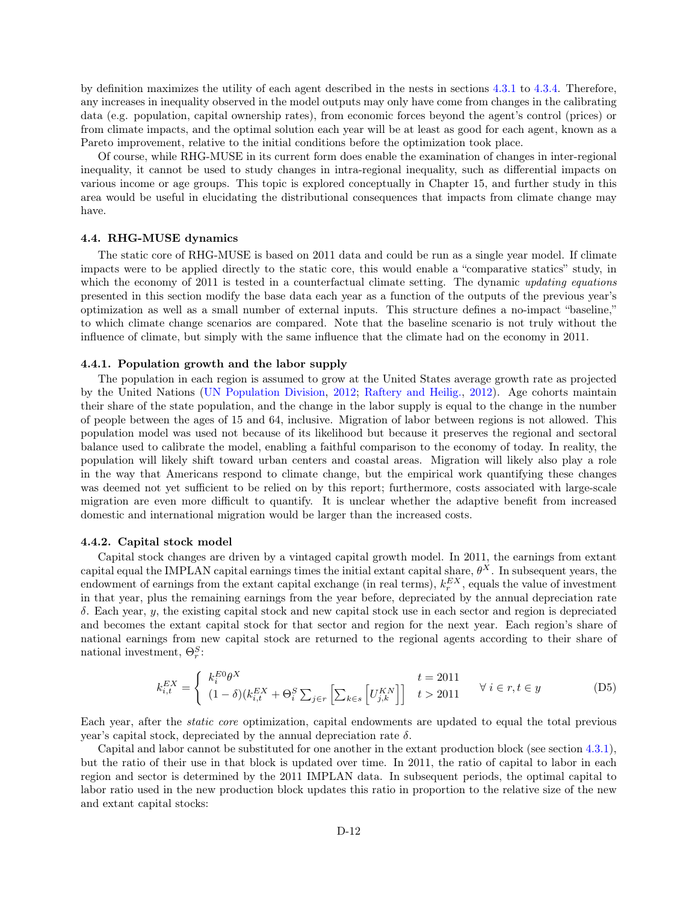by definition maximizes the utility of each agent described in the nests in sections 4.3.1 to 4.3.4. Therefore, any increases in inequality observed in the model outputs may only have come from changes in the calibrating data (e.g. population, capital ownership rates), from economic forces beyond the agent's control (prices) or from climate impacts, and the optimal solution each year will be at least as good for each agent, known as a Pareto improvement, relative to the initial conditions before the optimization took place.

Of course, while RHG-MUSE in its current form does enable the examination of changes in inter-regional inequality, it cannot be used to study changes in intra-regional inequality, such as differential impacts on various income or age groups. This topic is explored conceptually in Chapter 15, and further study in this area would be useful in elucidating the distributional consequences that impacts from climate change may have.

### 4.4. RHG-MUSE dynamics

The static core of RHG-MUSE is based on 2011 data and could be run as a single year model. If climate impacts were to be applied directly to the static core, this would enable a "comparative statics" study, in which the economy of 2011 is tested in a counterfactual climate setting. The dynamic *updating equations* presented in this section modify the base data each year as a function of the outputs of the previous year's optimization as well as a small number of external inputs. This structure defines a no-impact "baseline," to which climate change scenarios are compared. Note that the baseline scenario is not truly without the influence of climate, but simply with the same influence that the climate had on the economy in 2011.

#### 4.4.1. Population growth and the labor supply

The population in each region is assumed to grow at the United States average growth rate as projected by the United Nations (UN Population Division, 2012; Raftery and Heilig., 2012). Age cohorts maintain their share of the state population, and the change in the labor supply is equal to the change in the number of people between the ages of 15 and 64, inclusive. Migration of labor between regions is not allowed. This population model was used not because of its likelihood but because it preserves the regional and sectoral balance used to calibrate the model, enabling a faithful comparison to the economy of today. In reality, the population will likely shift toward urban centers and coastal areas. Migration will likely also play a role in the way that Americans respond to climate change, but the empirical work quantifying these changes was deemed not yet sufficient to be relied on by this report; furthermore, costs associated with large-scale migration are even more difficult to quantify. It is unclear whether the adaptive benefit from increased domestic and international migration would be larger than the increased costs.

#### 4.4.2. Capital stock model

Capital stock changes are driven by a vintaged capital growth model. In 2011, the earnings from extant capital equal the IMPLAN capital earnings times the initial extant capital share, $\theta^X$. In subsequent years, the endowment of earnings from the extant capital exchange (in real terms), $k_r^{EX}$, equals the value of investment in that year, plus the remaining earnings from the year before, depreciated by the annual depreciation rate $\delta$. Each year, $y$, the existing capital stock and new capital stock use in each sector and region is depreciated and becomes the extant capital stock for that sector and region for the next year. Each region's share of national earnings from new capital stock are returned to the regional agents according to their share of national investment, $\Theta_r^S$:

$$k_{i,t}^{EX} = \begin{cases} k_i^{E0}\theta^X & t = 2011 \\ (1-\delta)(k_{i,t}^{EX} + \Theta_i^S \sum_{j \in r} \left[\sum_{k \in s} \left[U_{j,k}^{KN}\right]\right] & t > 2011 \end{cases} \quad \forall\ i \in r, t \in y \tag{D5}$$

Each year, after the *static core* optimization, capital endowments are updated to equal the total previous year's capital stock, depreciated by the annual depreciation rate $\delta$.

Capital and labor cannot be substituted for one another in the extant production block (see section 4.3.1), but the ratio of their use in that block is updated over time. In 2011, the ratio of capital to labor in each region and sector is determined by the 2011 IMPLAN data. In subsequent periods, the optimal capital to labor ratio used in the new production block updates this ratio in proportion to the relative size of the new and extant capital stocks: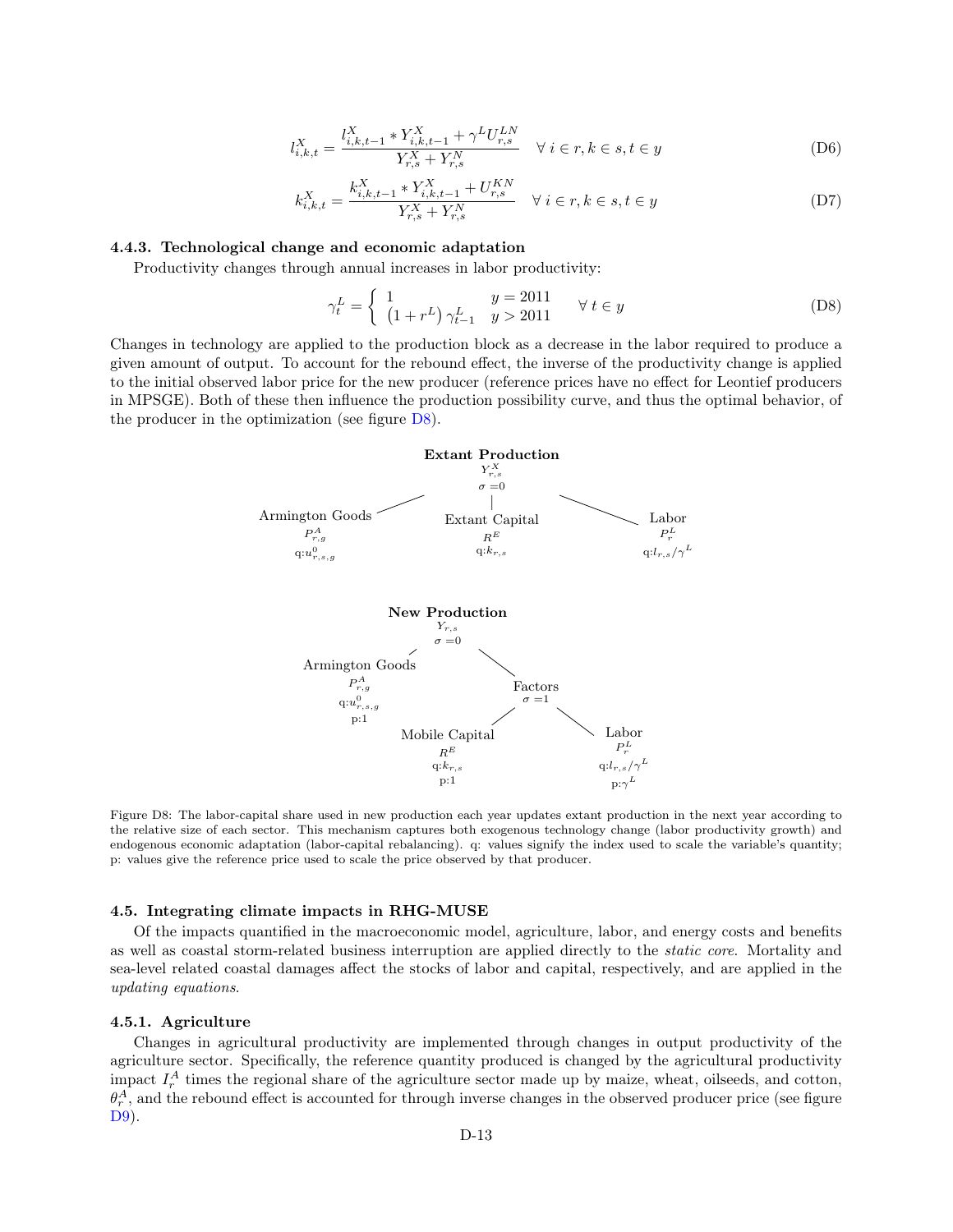$$l_{i,k,t}^{X} = \frac{l_{i,k,t-1}^{X} * Y_{i,k,t-1}^{X} + \gamma^{L} U_{r,s}^{LN}}{Y_{r,s}^{X} + Y_{r,s}^{N}} \quad \forall\, i \in r, k \in s, t \in y \tag{D6}$$

$$k_{i,k,t}^{X} = \frac{k_{i,k,t-1}^{X} * Y_{i,k,t-1}^{X} + U_{r,s}^{KN}}{Y_{r,s}^{X} + Y_{r,s}^{N}} \quad \forall\, i \in r, k \in s, t \in y \tag{D7}$$

#### 4.4.3. Technological change and economic adaptation

Productivity changes through annual increases in labor productivity:

$$\gamma_{t}^{L} = \begin{cases} 1 & y = 2011 \\ \left(1 + r^{L}\right) \gamma_{t-1}^{L} & y > 2011 \end{cases} \quad \forall\, t \in y \tag{D8}$$

Changes in technology are applied to the production block as a decrease in the labor required to produce a given amount of output. To account for the rebound effect, the inverse of the productivity change is applied to the initial observed labor price for the new producer (reference prices have no effect for Leontief producers in MPSGE). Both of these then influence the production possibility curve, and thus the optimal behavior, of the producer in the optimization (see figure D8).

**Extant Production** $Y_{r,s}^{X}$, $\sigma = 0$
- Armington Goods: $P_{r,g}^{A}$, q:$u_{r,s,g}^{0}$
- Extant Capital: $R^{E}$, q:$k_{r,s}$
- Labor: $P_{r}^{L}$, q:$l_{r,s}/\gamma^{L}$

**New Production** $Y_{r,s}$, $\sigma = 0$
- Armington Goods: $P_{r,g}^{A}$, q:$u_{r,s,g}^{0}$, p:1
- Factors, $\sigma = 1$
  - Mobile Capital: $R^{E}$, q:$k_{r,s}$, p:1
  - Labor: $P_{r}^{L}$, q:$l_{r,s}/\gamma^{L}$, p:$\gamma^{L}$

Figure D8: The labor-capital share used in new production each year updates extant production in the next year according to the relative size of each sector. This mechanism captures both exogenous technology change (labor productivity growth) and endogenous economic adaptation (labor-capital rebalancing). q: values signify the index used to scale the variable's quantity; p: values give the reference price used to scale the price observed by that producer.

### 4.5. Integrating climate impacts in RHG-MUSE

Of the impacts quantified in the macroeconomic model, agriculture, labor, and energy costs and benefits as well as coastal storm-related business interruption are applied directly to the *static core*. Mortality and sea-level related coastal damages affect the stocks of labor and capital, respectively, and are applied in the *updating equations*.

#### 4.5.1. Agriculture

Changes in agricultural productivity are implemented through changes in output productivity of the agriculture sector. Specifically, the reference quantity produced is changed by the agricultural productivity impact $I_{r}^{A}$ times the regional share of the agriculture sector made up by maize, wheat, oilseeds, and cotton, $\theta_{r}^{A}$, and the rebound effect is accounted for through inverse changes in the observed producer price (see figure D9).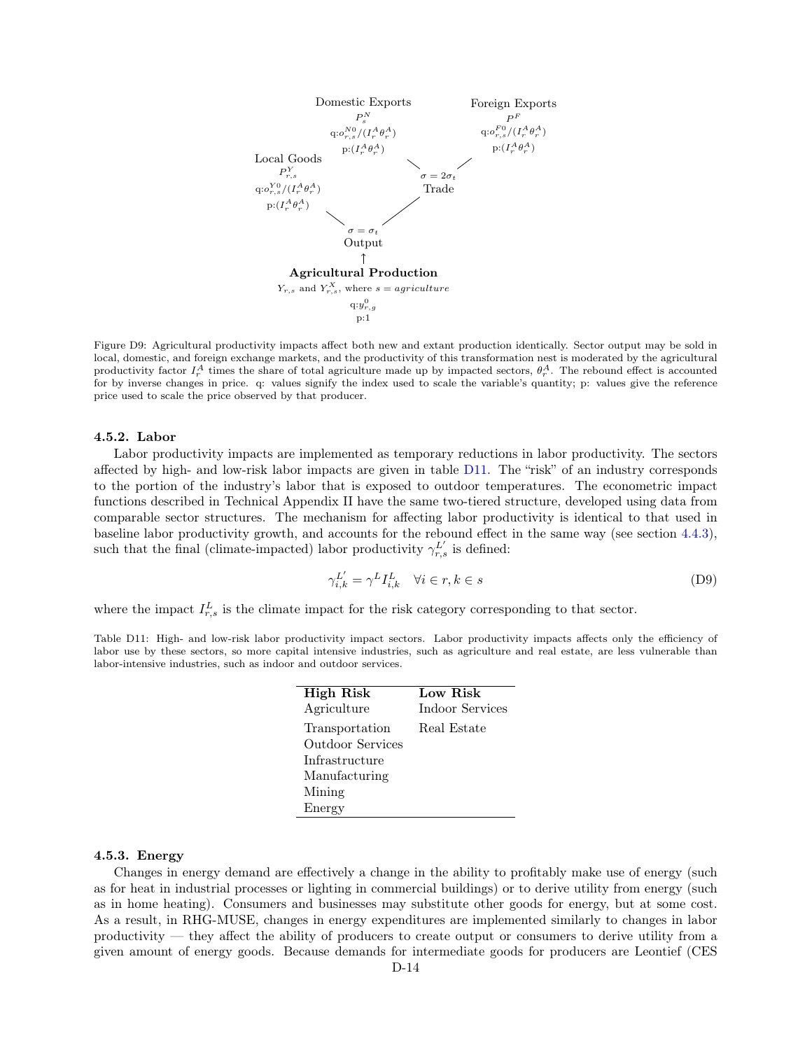Domestic Exports
$P^N_s$
q:$o^{N0}_{r,s}/(I^A_r \theta^A_r)$
p:$(I^A_r \theta^A_r)$

Foreign Exports
$P^F$
q:$o^{F0}_{r,s}/(I^A_r \theta^A_r)$
p:$(I^A_r \theta^A_r)$

Local Goods
$P^Y_{r,s}$
q:$o^{Y0}_{r,s}/(I^A_r \theta^A_r)$
p:$(I^A_r \theta^A_r)$

$\sigma = 2\sigma_t$
Trade

$\sigma = \sigma_t$
Output

**Agricultural Production**
$Y_{r,s}$ and $Y^X_{r,s}$, where $s = agriculture$
q:$y^0_{r,g}$
p:1

Figure D9: Agricultural productivity impacts affect both new and extant production identically. Sector output may be sold in local, domestic, and foreign exchange markets, and the productivity of this transformation nest is moderated by the agricultural productivity factor $I^A_r$ times the share of total agriculture made up by impacted sectors, $\theta^A_r$. The rebound effect is accounted for by inverse changes in price. q: values signify the index used to scale the variable's quantity; p: values give the reference price used to scale the price observed by that producer.

### 4.5.2. Labor

Labor productivity impacts are implemented as temporary reductions in labor productivity. The sectors affected by high- and low-risk labor impacts are given in table D11. The "risk" of an industry corresponds to the portion of the industry's labor that is exposed to outdoor temperatures. The econometric impact functions described in Technical Appendix II have the same two-tiered structure, developed using data from comparable sector structures. The mechanism for affecting labor productivity is identical to that used in baseline labor productivity growth, and accounts for the rebound effect in the same way (see section 4.4.3), such that the final (climate-impacted) labor productivity $\gamma^{L'}_{r,s}$ is defined:

$$\gamma^{L'}_{i,k} = \gamma^L I^L_{i,k} \quad \forall i \in r, k \in s \tag{D9}$$

where the impact $I^L_{r,s}$ is the climate impact for the risk category corresponding to that sector.

Table D11: High- and low-risk labor productivity impact sectors. Labor productivity impacts affects only the efficiency of labor use by these sectors, so more capital intensive industries, such as agriculture and real estate, are less vulnerable than labor-intensive industries, such as indoor and outdoor services.

| High Risk | Low Risk |
|---|---|
| Agriculture | Indoor Services |
| Transportation | Real Estate |
| Outdoor Services | |
| Infrastructure | |
| Manufacturing | |
| Mining | |
| Energy | |

### 4.5.3. Energy

Changes in energy demand are effectively a change in the ability to profitably make use of energy (such as for heat in industrial processes or lighting in commercial buildings) or to derive utility from energy (such as in home heating). Consumers and businesses may substitute other goods for energy, but at some cost. As a result, in RHG-MUSE, changes in energy expenditures are implemented similarly to changes in labor productivity — they affect the ability of producers to create output or consumers to derive utility from a given amount of energy goods. Because demands for intermediate goods for producers are Leontief (CES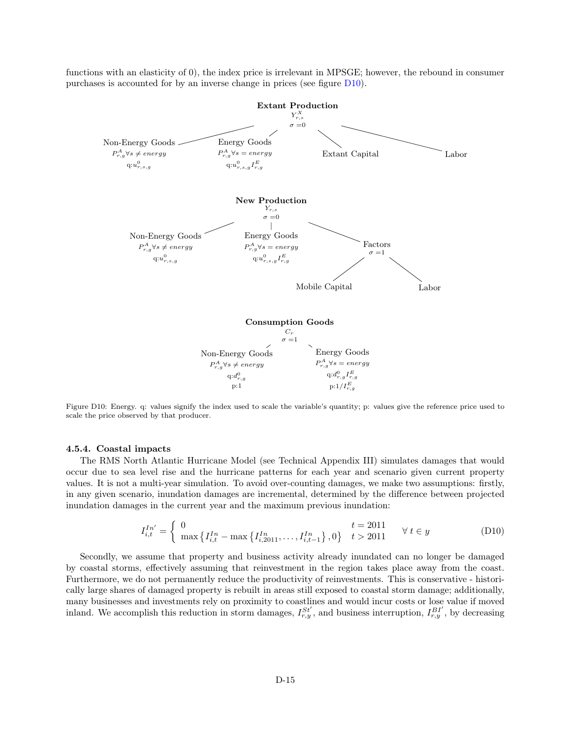functions with an elasticity of 0), the index price is irrelevant in MPSGE; however, the rebound in consumer purchases is accounted for by an inverse change in prices (see figure D10).

**Extant Production**
$Y^X_{r,s}$
$\sigma = 0$

- Non-Energy Goods — $P^A_{r,g} \forall s \neq energy$ — q:$u^0_{r,s,g}$
- Energy Goods — $P^A_{r,g} \forall s = energy$ — q:$u^0_{r,s,g} I^E_{r,g}$
- Extant Capital
- Labor

**New Production**
$Y_{r,s}$
$\sigma = 0$

- Non-Energy Goods — $P^A_{r,g} \forall s \neq energy$ — q:$u^0_{r,s,g}$
- Energy Goods — $P^A_{r,g} \forall s = energy$ — q:$u^0_{r,s,g} I^E_{r,g}$
- Factors — $\sigma = 1$
  - Mobile Capital
  - Labor

**Consumption Goods**
$C_r$
$\sigma = 1$

- Non-Energy Goods — $P^A_{r,g} \forall s \neq energy$ — q:$d^0_{r,g}$ — p:1
- Energy Goods — $P^A_{r,g} \forall s = energy$ — q:$d^0_{r,g} I^E_{r,g}$ — p:$1/I^E_{r,g}$

Figure D10: Energy. q: values signify the index used to scale the variable's quantity; p: values give the reference price used to scale the price observed by that producer.

#### 4.5.4. Coastal impacts

The RMS North Atlantic Hurricane Model (see Technical Appendix III) simulates damages that would occur due to sea level rise and the hurricane patterns for each year and scenario given current property values. It is not a multi-year simulation. To avoid over-counting damages, we make two assumptions: firstly, in any given scenario, inundation damages are incremental, determined by the difference between projected inundation damages in the current year and the maximum previous inundation:

$$I^{In'}_{i,t} = \begin{cases} 0 & t = 2011 \\ \max\left\{I^{In}_{i,t} - \max\left\{I^{In}_{i,2011}, \ldots, I^{In}_{i,t-1}\right\}, 0\right\} & t > 2011 \end{cases} \quad \forall\, t \in y \tag{D10}$$

Secondly, we assume that property and business activity already inundated can no longer be damaged by coastal storms, effectively assuming that reinvestment in the region takes place away from the coast. Furthermore, we do not permanently reduce the productivity of reinvestments. This is conservative - historically large shares of damaged property is rebuilt in areas still exposed to coastal storm damage; additionally, many businesses and investments rely on proximity to coastlines and would incur costs or lose value if moved inland. We accomplish this reduction in storm damages, $I^{St'}_{r,y}$, and business interruption, $I^{BI'}_{r,y}$, by decreasing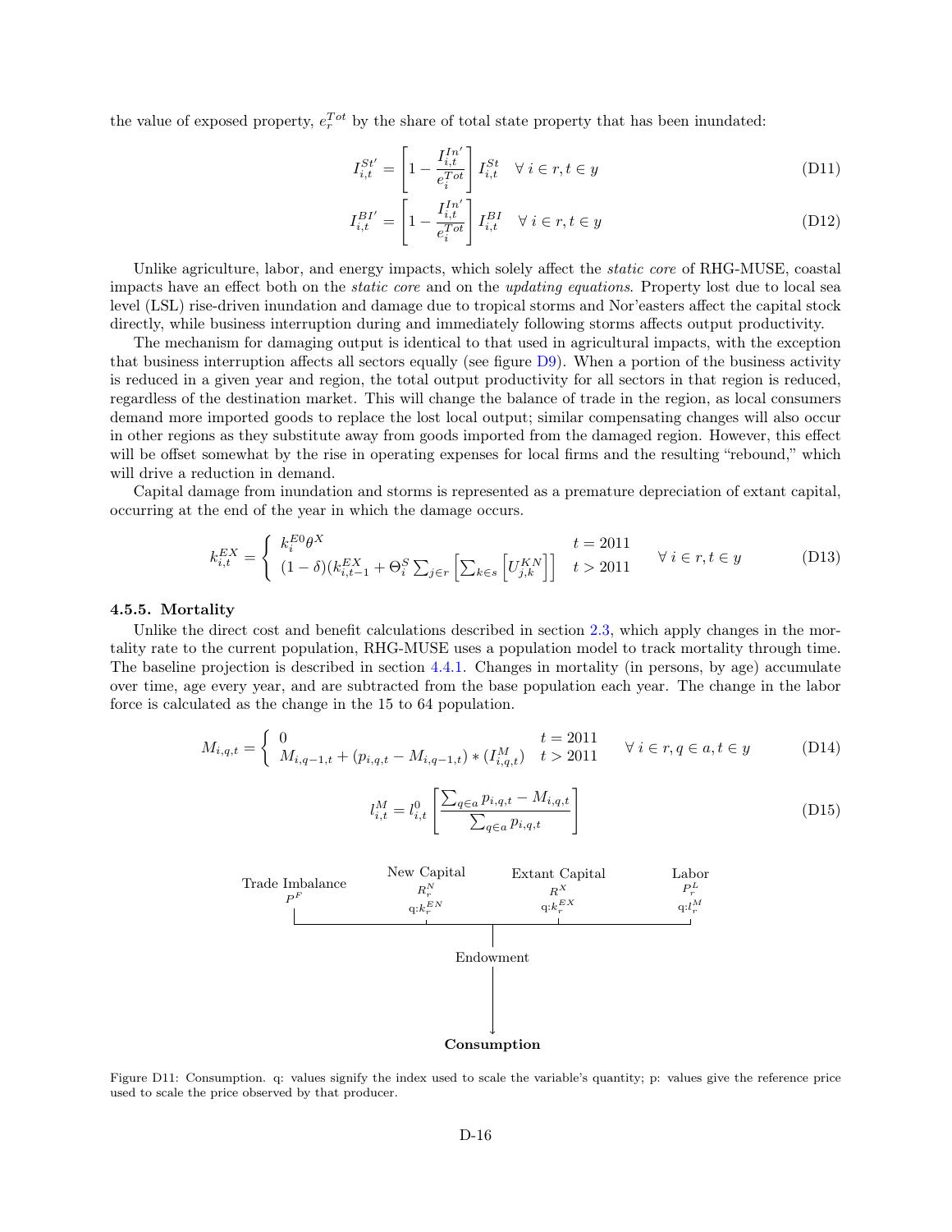the value of exposed property, $e_r^{Tot}$ by the share of total state property that has been inundated:

$$I_{i,t}^{St'} = \left[1 - \frac{I_{i,t}^{In'}}{e_i^{Tot}}\right] I_{i,t}^{St} \quad \forall\, i \in r, t \in y \tag{D11}$$

$$I_{i,t}^{BI'} = \left[1 - \frac{I_{i,t}^{In'}}{e_i^{Tot}}\right] I_{i,t}^{BI} \quad \forall\, i \in r, t \in y \tag{D12}$$

Unlike agriculture, labor, and energy impacts, which solely affect the *static core* of RHG-MUSE, coastal impacts have an effect both on the *static core* and on the *updating equations*. Property lost due to local sea level (LSL) rise-driven inundation and damage due to tropical storms and Nor'easters affect the capital stock directly, while business interruption during and immediately following storms affects output productivity.

The mechanism for damaging output is identical to that used in agricultural impacts, with the exception that business interruption affects all sectors equally (see figure D9). When a portion of the business activity is reduced in a given year and region, the total output productivity for all sectors in that region is reduced, regardless of the destination market. This will change the balance of trade in the region, as local consumers demand more imported goods to replace the lost local output; similar compensating changes will also occur in other regions as they substitute away from goods imported from the damaged region. However, this effect will be offset somewhat by the rise in operating expenses for local firms and the resulting "rebound," which will drive a reduction in demand.

Capital damage from inundation and storms is represented as a premature depreciation of extant capital, occurring at the end of the year in which the damage occurs.

$$k_{i,t}^{EX} = \begin{cases} k_i^{E0}\theta^X & t = 2011 \\ (1-\delta)(k_{i,t-1}^{EX} + \Theta_i^S \sum_{j \in r}\left[\sum_{k \in s}\left[U_{j,k}^{KN}\right]\right] & t > 2011 \end{cases} \quad \forall\, i \in r, t \in y \tag{D13}$$

#### 4.5.5. Mortality

Unlike the direct cost and benefit calculations described in section 2.3, which apply changes in the mortality rate to the current population, RHG-MUSE uses a population model to track mortality through time. The baseline projection is described in section 4.4.1. Changes in mortality (in persons, by age) accumulate over time, age every year, and are subtracted from the base population each year. The change in the labor force is calculated as the change in the 15 to 64 population.

$$M_{i,q,t} = \begin{cases} 0 & t = 2011 \\ M_{i,q-1,t} + (p_{i,q,t} - M_{i,q-1,t}) * (I_{i,q,t}^{M}) & t > 2011 \end{cases} \quad \forall\, i \in r, q \in a, t \in y \tag{D14}$$

$$l_{i,t}^{M} = l_{i,t}^{0}\left[\frac{\sum_{q \in a} p_{i,q,t} - M_{i,q,t}}{\sum_{q \in a} p_{i,q,t}}\right] \tag{D15}$$

Trade Imbalance $P^F$ — New Capital $R_r^N$, q:$k_r^{EN}$ — Extant Capital $R^X$, q:$k_r^{EX}$ — Labor $P_r^L$, q:$l_r^M$ → Endowment → **Consumption**

Figure D11: Consumption. q: values signify the index used to scale the variable's quantity; p: values give the reference price used to scale the price observed by that producer.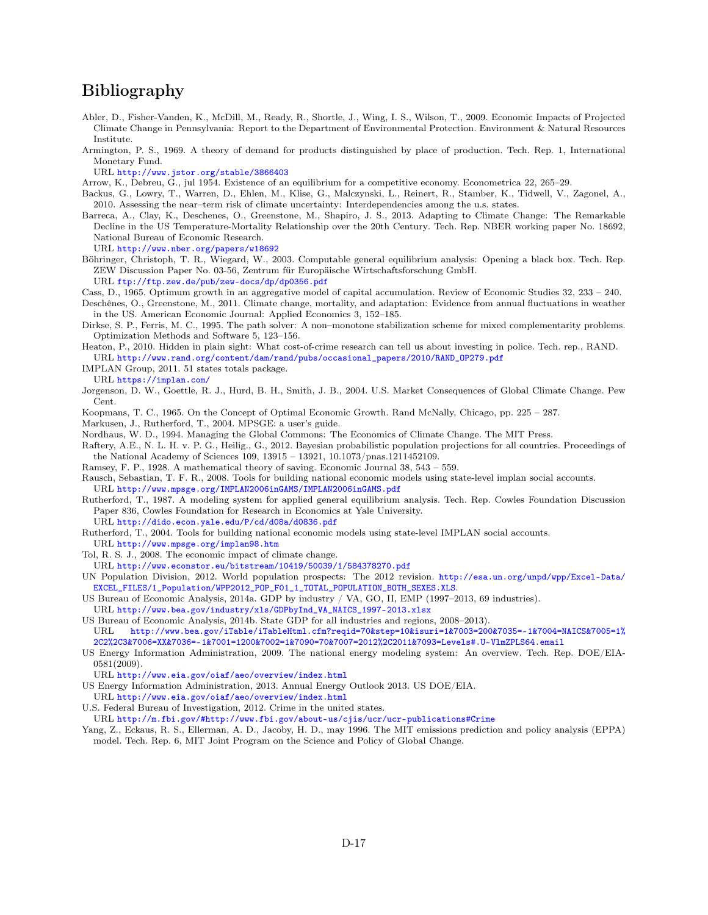# Bibliography

Abler, D., Fisher-Vanden, K., McDill, M., Ready, R., Shortle, J., Wing, I. S., Wilson, T., 2009. Economic Impacts of Projected Climate Change in Pennsylvania: Report to the Department of Environmental Protection. Environment & Natural Resources Institute.

Armington, P. S., 1969. A theory of demand for products distinguished by place of production. Tech. Rep. 1, International Monetary Fund.
URL http://www.jstor.org/stable/3866403

Arrow, K., Debreu, G., jul 1954. Existence of an equilibrium for a competitive economy. Econometrica 22, 265–29.

Backus, G., Lowry, T., Warren, D., Ehlen, M., Klise, G., Malczynski, L., Reinert, R., Stamber, K., Tidwell, V., Zagonel, A., 2010. Assessing the near–term risk of climate uncertainty: Interdependencies among the u.s. states.

Barreca, A., Clay, K., Deschenes, O., Greenstone, M., Shapiro, J. S., 2013. Adapting to Climate Change: The Remarkable Decline in the US Temperature-Mortality Relationship over the 20th Century. Tech. Rep. NBER working paper No. 18692, National Bureau of Economic Research.
URL http://www.nber.org/papers/w18692

Böhringer, Christoph, T. R., Wiegard, W., 2003. Computable general equilibrium analysis: Opening a black box. Tech. Rep. ZEW Discussion Paper No. 03-56, Zentrum für Europäische Wirtschaftsforschung GmbH.
URL ftp://ftp.zew.de/pub/zew-docs/dp/dp0356.pdf

Cass, D., 1965. Optimum growth in an aggregative model of capital accumulation. Review of Economic Studies 32, 233 – 240.

Deschênes, O., Greenstone, M., 2011. Climate change, mortality, and adaptation: Evidence from annual fluctuations in weather in the US. American Economic Journal: Applied Economics 3, 152–185.

Dirkse, S. P., Ferris, M. C., 1995. The path solver: A non–monotone stabilization scheme for mixed complementarity problems. Optimization Methods and Software 5, 123–156.

Heaton, P., 2010. Hidden in plain sight: What cost-of-crime research can tell us about investing in police. Tech. rep., RAND.
URL http://www.rand.org/content/dam/rand/pubs/occasional_papers/2010/RAND_OP279.pdf

IMPLAN Group, 2011. 51 states totals package.
URL https://implan.com/

Jorgenson, D. W., Goettle, R. J., Hurd, B. H., Smith, J. B., 2004. U.S. Market Consequences of Global Climate Change. Pew Cent.

Koopmans, T. C., 1965. On the Concept of Optimal Economic Growth. Rand McNally, Chicago, pp. 225 – 287.

Markusen, J., Rutherford, T., 2004. MPSGE: a user's guide.

Nordhaus, W. D., 1994. Managing the Global Commons: The Economics of Climate Change. The MIT Press.

Raftery, A.E., N. L. H. v. P. G., Heilig., G., 2012. Bayesian probabilistic population projections for all countries. Proceedings of the National Academy of Sciences 109, 13915 – 13921, 10.1073/pnas.1211452109.

Ramsey, F. P., 1928. A mathematical theory of saving. Economic Journal 38, 543 – 559.

Rausch, Sebastian, T. F. R., 2008. Tools for building national economic models using state-level implan social accounts.
URL http://www.mpsge.org/IMPLAN2006inGAMS/IMPLAN2006inGAMS.pdf

Rutherford, T., 1987. A modeling system for applied general equilibrium analysis. Tech. Rep. Cowles Foundation Discussion Paper 836, Cowles Foundation for Research in Economics at Yale University.
URL http://dido.econ.yale.edu/P/cd/d08a/d0836.pdf

Rutherford, T., 2004. Tools for building national economic models using state-level IMPLAN social accounts.
URL http://www.mpsge.org/implan98.htm

Tol, R. S. J., 2008. The economic impact of climate change.
URL http://www.econstor.eu/bitstream/10419/50039/1/584378270.pdf

UN Population Division, 2012. World population prospects: The 2012 revision. http://esa.un.org/unpd/wpp/Excel-Data/EXCEL_FILES/1_Population/WPP2012_POP_F01_1_TOTAL_POPULATION_BOTH_SEXES.XLS.

US Bureau of Economic Analysis, 2014a. GDP by industry / VA, GO, II, EMP (1997–2013, 69 industries).
URL http://www.bea.gov/industry/xls/GDPbyInd_VA_NAICS_1997-2013.xlsx

US Bureau of Economic Analysis, 2014b. State GDP for all industries and regions, 2008–2013).
URL http://www.bea.gov/iTable/iTableHtml.cfm?reqid=70&step=10&isuri=1&7003=200&7035=-1&7004=NAICS&7005=1%2C2%2C3&7006=XX&7036=-1&7001=1200&7002=1&7090=70&7007=2012%2C2011&7093=Levels#.U-VlmZPLS64.email

US Energy Information Administration, 2009. The national energy modeling system: An overview. Tech. Rep. DOE/EIA-0581(2009).
URL http://www.eia.gov/oiaf/aeo/overview/index.html

US Energy Information Administration, 2013. Annual Energy Outlook 2013. US DOE/EIA.
URL http://www.eia.gov/oiaf/aeo/overview/index.html

U.S. Federal Bureau of Investigation, 2012. Crime in the united states.
URL http://m.fbi.gov/#http://www.fbi.gov/about-us/cjis/ucr/ucr-publications#Crime

Yang, Z., Eckaus, R. S., Ellerman, A. D., Jacoby, H. D., may 1996. The MIT emissions prediction and policy analysis (EPPA) model. Tech. Rep. 6, MIT Joint Program on the Science and Policy of Global Change.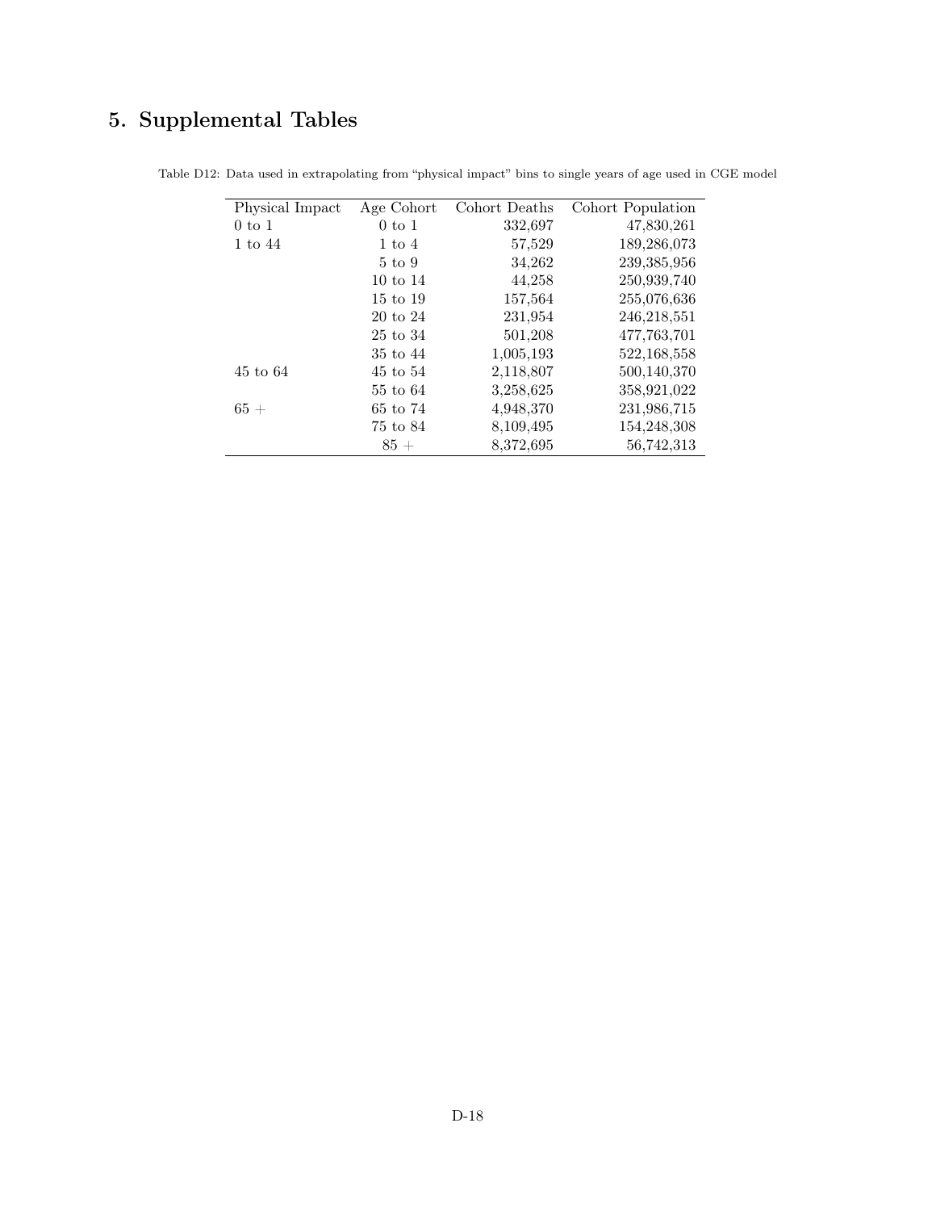## 5. Supplemental Tables

Table D12: Data used in extrapolating from "physical impact" bins to single years of age used in CGE model

| Physical Impact | Age Cohort | Cohort Deaths | Cohort Population |
|---|---|---|---|
| 0 to 1 | 0 to 1 | 332,697 | 47,830,261 |
| 1 to 44 | 1 to 4 | 57,529 | 189,286,073 |
| | 5 to 9 | 34,262 | 239,385,956 |
| | 10 to 14 | 44,258 | 250,939,740 |
| | 15 to 19 | 157,564 | 255,076,636 |
| | 20 to 24 | 231,954 | 246,218,551 |
| | 25 to 34 | 501,208 | 477,763,701 |
| | 35 to 44 | 1,005,193 | 522,168,558 |
| 45 to 64 | 45 to 54 | 2,118,807 | 500,140,370 |
| | 55 to 64 | 3,258,625 | 358,921,022 |
| 65 + | 65 to 74 | 4,948,370 | 231,986,715 |
| | 75 to 84 | 8,109,495 | 154,248,308 |
| | 85 + | 8,372,695 | 56,742,313 |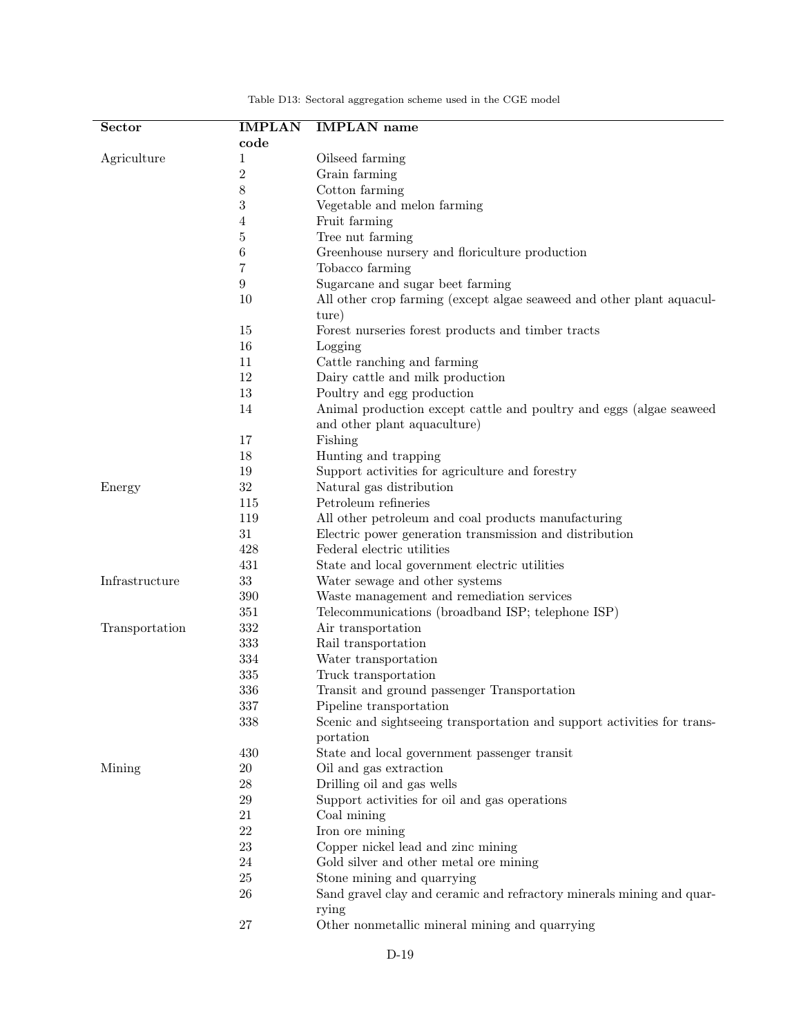Table D13: Sectoral aggregation scheme used in the CGE model

| Sector | IMPLAN code | IMPLAN name |
|---|---|---|
| Agriculture | 1 | Oilseed farming |
| | 2 | Grain farming |
| | 8 | Cotton farming |
| | 3 | Vegetable and melon farming |
| | 4 | Fruit farming |
| | 5 | Tree nut farming |
| | 6 | Greenhouse nursery and floriculture production |
| | 7 | Tobacco farming |
| | 9 | Sugarcane and sugar beet farming |
| | 10 | All other crop farming (except algae seaweed and other plant aquaculture) |
| | 15 | Forest nurseries forest products and timber tracts |
| | 16 | Logging |
| | 11 | Cattle ranching and farming |
| | 12 | Dairy cattle and milk production |
| | 13 | Poultry and egg production |
| | 14 | Animal production except cattle and poultry and eggs (algae seaweed and other plant aquaculture) |
| | 17 | Fishing |
| | 18 | Hunting and trapping |
| | 19 | Support activities for agriculture and forestry |
| Energy | 32 | Natural gas distribution |
| | 115 | Petroleum refineries |
| | 119 | All other petroleum and coal products manufacturing |
| | 31 | Electric power generation transmission and distribution |
| | 428 | Federal electric utilities |
| | 431 | State and local government electric utilities |
| Infrastructure | 33 | Water sewage and other systems |
| | 390 | Waste management and remediation services |
| | 351 | Telecommunications (broadband ISP; telephone ISP) |
| Transportation | 332 | Air transportation |
| | 333 | Rail transportation |
| | 334 | Water transportation |
| | 335 | Truck transportation |
| | 336 | Transit and ground passenger Transportation |
| | 337 | Pipeline transportation |
| | 338 | Scenic and sightseeing transportation and support activities for transportation |
| | 430 | State and local government passenger transit |
| Mining | 20 | Oil and gas extraction |
| | 28 | Drilling oil and gas wells |
| | 29 | Support activities for oil and gas operations |
| | 21 | Coal mining |
| | 22 | Iron ore mining |
| | 23 | Copper nickel lead and zinc mining |
| | 24 | Gold silver and other metal ore mining |
| | 25 | Stone mining and quarrying |
| | 26 | Sand gravel clay and ceramic and refractory minerals mining and quarrying |
| | 27 | Other nonmetallic mineral mining and quarrying |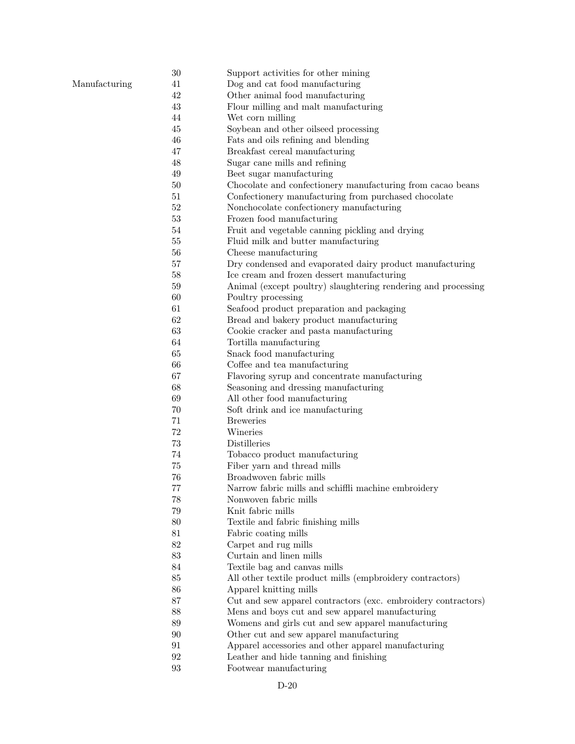| | | |
|---|---|---|
| | 30 | Support activities for other mining |
| Manufacturing | 41 | Dog and cat food manufacturing |
| | 42 | Other animal food manufacturing |
| | 43 | Flour milling and malt manufacturing |
| | 44 | Wet corn milling |
| | 45 | Soybean and other oilseed processing |
| | 46 | Fats and oils refining and blending |
| | 47 | Breakfast cereal manufacturing |
| | 48 | Sugar cane mills and refining |
| | 49 | Beet sugar manufacturing |
| | 50 | Chocolate and confectionery manufacturing from cacao beans |
| | 51 | Confectionery manufacturing from purchased chocolate |
| | 52 | Nonchocolate confectionery manufacturing |
| | 53 | Frozen food manufacturing |
| | 54 | Fruit and vegetable canning pickling and drying |
| | 55 | Fluid milk and butter manufacturing |
| | 56 | Cheese manufacturing |
| | 57 | Dry condensed and evaporated dairy product manufacturing |
| | 58 | Ice cream and frozen dessert manufacturing |
| | 59 | Animal (except poultry) slaughtering rendering and processing |
| | 60 | Poultry processing |
| | 61 | Seafood product preparation and packaging |
| | 62 | Bread and bakery product manufacturing |
| | 63 | Cookie cracker and pasta manufacturing |
| | 64 | Tortilla manufacturing |
| | 65 | Snack food manufacturing |
| | 66 | Coffee and tea manufacturing |
| | 67 | Flavoring syrup and concentrate manufacturing |
| | 68 | Seasoning and dressing manufacturing |
| | 69 | All other food manufacturing |
| | 70 | Soft drink and ice manufacturing |
| | 71 | Breweries |
| | 72 | Wineries |
| | 73 | Distilleries |
| | 74 | Tobacco product manufacturing |
| | 75 | Fiber yarn and thread mills |
| | 76 | Broadwoven fabric mills |
| | 77 | Narrow fabric mills and schiffli machine embroidery |
| | 78 | Nonwoven fabric mills |
| | 79 | Knit fabric mills |
| | 80 | Textile and fabric finishing mills |
| | 81 | Fabric coating mills |
| | 82 | Carpet and rug mills |
| | 83 | Curtain and linen mills |
| | 84 | Textile bag and canvas mills |
| | 85 | All other textile product mills (empbroidery contractors) |
| | 86 | Apparel knitting mills |
| | 87 | Cut and sew apparel contractors (exc. embroidery contractors) |
| | 88 | Mens and boys cut and sew apparel manufacturing |
| | 89 | Womens and girls cut and sew apparel manufacturing |
| | 90 | Other cut and sew apparel manufacturing |
| | 91 | Apparel accessories and other apparel manufacturing |
| | 92 | Leather and hide tanning and finishing |
| | 93 | Footwear manufacturing |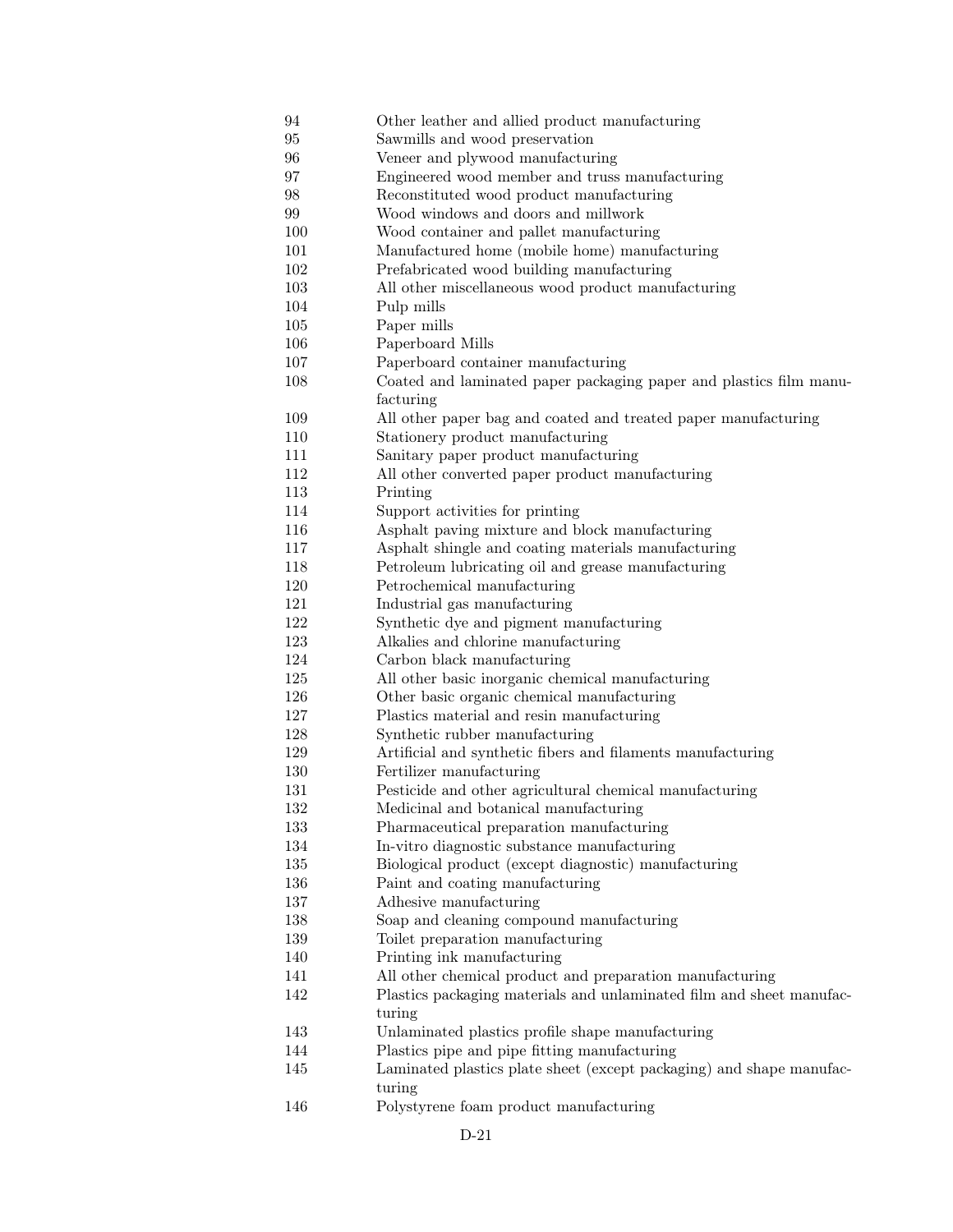| | |
|---|---|
| 94 | Other leather and allied product manufacturing |
| 95 | Sawmills and wood preservation |
| 96 | Veneer and plywood manufacturing |
| 97 | Engineered wood member and truss manufacturing |
| 98 | Reconstituted wood product manufacturing |
| 99 | Wood windows and doors and millwork |
| 100 | Wood container and pallet manufacturing |
| 101 | Manufactured home (mobile home) manufacturing |
| 102 | Prefabricated wood building manufacturing |
| 103 | All other miscellaneous wood product manufacturing |
| 104 | Pulp mills |
| 105 | Paper mills |
| 106 | Paperboard Mills |
| 107 | Paperboard container manufacturing |
| 108 | Coated and laminated paper packaging paper and plastics film manufacturing |
| 109 | All other paper bag and coated and treated paper manufacturing |
| 110 | Stationery product manufacturing |
| 111 | Sanitary paper product manufacturing |
| 112 | All other converted paper product manufacturing |
| 113 | Printing |
| 114 | Support activities for printing |
| 116 | Asphalt paving mixture and block manufacturing |
| 117 | Asphalt shingle and coating materials manufacturing |
| 118 | Petroleum lubricating oil and grease manufacturing |
| 120 | Petrochemical manufacturing |
| 121 | Industrial gas manufacturing |
| 122 | Synthetic dye and pigment manufacturing |
| 123 | Alkalies and chlorine manufacturing |
| 124 | Carbon black manufacturing |
| 125 | All other basic inorganic chemical manufacturing |
| 126 | Other basic organic chemical manufacturing |
| 127 | Plastics material and resin manufacturing |
| 128 | Synthetic rubber manufacturing |
| 129 | Artificial and synthetic fibers and filaments manufacturing |
| 130 | Fertilizer manufacturing |
| 131 | Pesticide and other agricultural chemical manufacturing |
| 132 | Medicinal and botanical manufacturing |
| 133 | Pharmaceutical preparation manufacturing |
| 134 | In-vitro diagnostic substance manufacturing |
| 135 | Biological product (except diagnostic) manufacturing |
| 136 | Paint and coating manufacturing |
| 137 | Adhesive manufacturing |
| 138 | Soap and cleaning compound manufacturing |
| 139 | Toilet preparation manufacturing |
| 140 | Printing ink manufacturing |
| 141 | All other chemical product and preparation manufacturing |
| 142 | Plastics packaging materials and unlaminated film and sheet manufacturing |
| 143 | Unlaminated plastics profile shape manufacturing |
| 144 | Plastics pipe and pipe fitting manufacturing |
| 145 | Laminated plastics plate sheet (except packaging) and shape manufacturing |
| 146 | Polystyrene foam product manufacturing |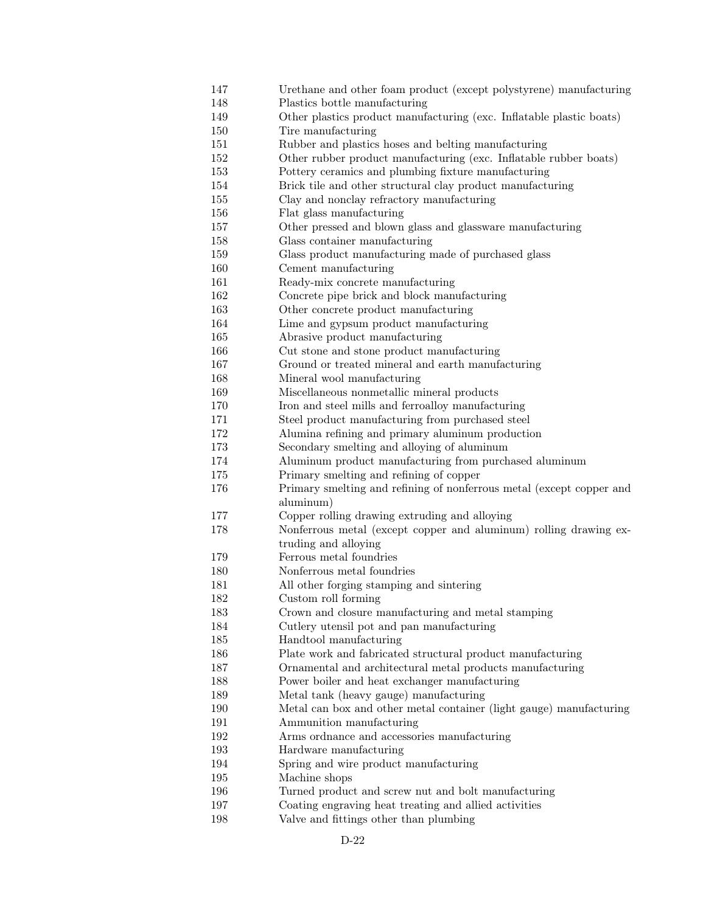| | |
|---|---|
| 147 | Urethane and other foam product (except polystyrene) manufacturing |
| 148 | Plastics bottle manufacturing |
| 149 | Other plastics product manufacturing (exc. Inflatable plastic boats) |
| 150 | Tire manufacturing |
| 151 | Rubber and plastics hoses and belting manufacturing |
| 152 | Other rubber product manufacturing (exc. Inflatable rubber boats) |
| 153 | Pottery ceramics and plumbing fixture manufacturing |
| 154 | Brick tile and other structural clay product manufacturing |
| 155 | Clay and nonclay refractory manufacturing |
| 156 | Flat glass manufacturing |
| 157 | Other pressed and blown glass and glassware manufacturing |
| 158 | Glass container manufacturing |
| 159 | Glass product manufacturing made of purchased glass |
| 160 | Cement manufacturing |
| 161 | Ready-mix concrete manufacturing |
| 162 | Concrete pipe brick and block manufacturing |
| 163 | Other concrete product manufacturing |
| 164 | Lime and gypsum product manufacturing |
| 165 | Abrasive product manufacturing |
| 166 | Cut stone and stone product manufacturing |
| 167 | Ground or treated mineral and earth manufacturing |
| 168 | Mineral wool manufacturing |
| 169 | Miscellaneous nonmetallic mineral products |
| 170 | Iron and steel mills and ferroalloy manufacturing |
| 171 | Steel product manufacturing from purchased steel |
| 172 | Alumina refining and primary aluminum production |
| 173 | Secondary smelting and alloying of aluminum |
| 174 | Aluminum product manufacturing from purchased aluminum |
| 175 | Primary smelting and refining of copper |
| 176 | Primary smelting and refining of nonferrous metal (except copper and aluminum) |
| 177 | Copper rolling drawing extruding and alloying |
| 178 | Nonferrous metal (except copper and aluminum) rolling drawing extruding and alloying |
| 179 | Ferrous metal foundries |
| 180 | Nonferrous metal foundries |
| 181 | All other forging stamping and sintering |
| 182 | Custom roll forming |
| 183 | Crown and closure manufacturing and metal stamping |
| 184 | Cutlery utensil pot and pan manufacturing |
| 185 | Handtool manufacturing |
| 186 | Plate work and fabricated structural product manufacturing |
| 187 | Ornamental and architectural metal products manufacturing |
| 188 | Power boiler and heat exchanger manufacturing |
| 189 | Metal tank (heavy gauge) manufacturing |
| 190 | Metal can box and other metal container (light gauge) manufacturing |
| 191 | Ammunition manufacturing |
| 192 | Arms ordnance and accessories manufacturing |
| 193 | Hardware manufacturing |
| 194 | Spring and wire product manufacturing |
| 195 | Machine shops |
| 196 | Turned product and screw nut and bolt manufacturing |
| 197 | Coating engraving heat treating and allied activities |
| 198 | Valve and fittings other than plumbing |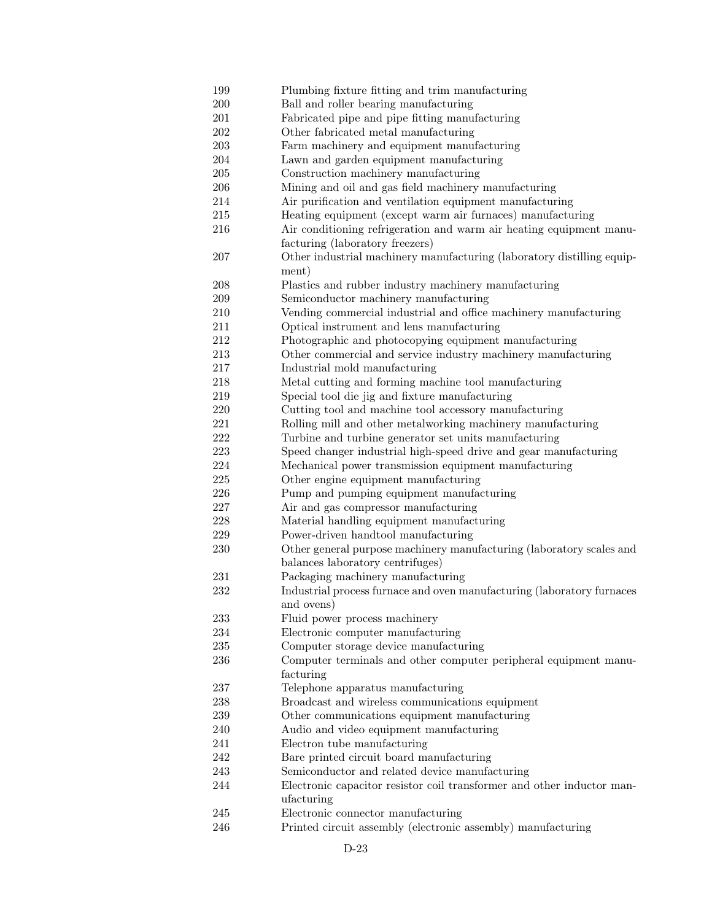| | |
|---|---|
| 199 | Plumbing fixture fitting and trim manufacturing |
| 200 | Ball and roller bearing manufacturing |
| 201 | Fabricated pipe and pipe fitting manufacturing |
| 202 | Other fabricated metal manufacturing |
| 203 | Farm machinery and equipment manufacturing |
| 204 | Lawn and garden equipment manufacturing |
| 205 | Construction machinery manufacturing |
| 206 | Mining and oil and gas field machinery manufacturing |
| 214 | Air purification and ventilation equipment manufacturing |
| 215 | Heating equipment (except warm air furnaces) manufacturing |
| 216 | Air conditioning refrigeration and warm air heating equipment manufacturing (laboratory freezers) |
| 207 | Other industrial machinery manufacturing (laboratory distilling equipment) |
| 208 | Plastics and rubber industry machinery manufacturing |
| 209 | Semiconductor machinery manufacturing |
| 210 | Vending commercial industrial and office machinery manufacturing |
| 211 | Optical instrument and lens manufacturing |
| 212 | Photographic and photocopying equipment manufacturing |
| 213 | Other commercial and service industry machinery manufacturing |
| 217 | Industrial mold manufacturing |
| 218 | Metal cutting and forming machine tool manufacturing |
| 219 | Special tool die jig and fixture manufacturing |
| 220 | Cutting tool and machine tool accessory manufacturing |
| 221 | Rolling mill and other metalworking machinery manufacturing |
| 222 | Turbine and turbine generator set units manufacturing |
| 223 | Speed changer industrial high-speed drive and gear manufacturing |
| 224 | Mechanical power transmission equipment manufacturing |
| 225 | Other engine equipment manufacturing |
| 226 | Pump and pumping equipment manufacturing |
| 227 | Air and gas compressor manufacturing |
| 228 | Material handling equipment manufacturing |
| 229 | Power-driven handtool manufacturing |
| 230 | Other general purpose machinery manufacturing (laboratory scales and balances laboratory centrifuges) |
| 231 | Packaging machinery manufacturing |
| 232 | Industrial process furnace and oven manufacturing (laboratory furnaces and ovens) |
| 233 | Fluid power process machinery |
| 234 | Electronic computer manufacturing |
| 235 | Computer storage device manufacturing |
| 236 | Computer terminals and other computer peripheral equipment manufacturing |
| 237 | Telephone apparatus manufacturing |
| 238 | Broadcast and wireless communications equipment |
| 239 | Other communications equipment manufacturing |
| 240 | Audio and video equipment manufacturing |
| 241 | Electron tube manufacturing |
| 242 | Bare printed circuit board manufacturing |
| 243 | Semiconductor and related device manufacturing |
| 244 | Electronic capacitor resistor coil transformer and other inductor manufacturing |
| 245 | Electronic connector manufacturing |
| 246 | Printed circuit assembly (electronic assembly) manufacturing |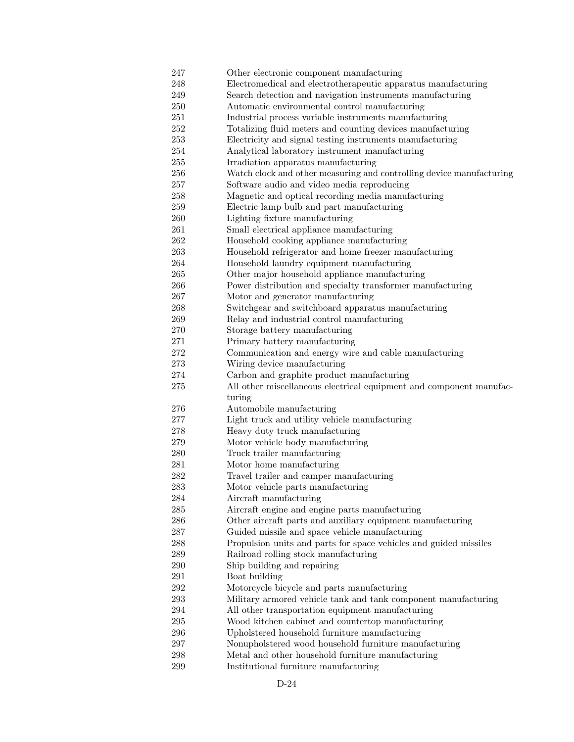| | |
|---|---|
| 247 | Other electronic component manufacturing |
| 248 | Electromedical and electrotherapeutic apparatus manufacturing |
| 249 | Search detection and navigation instruments manufacturing |
| 250 | Automatic environmental control manufacturing |
| 251 | Industrial process variable instruments manufacturing |
| 252 | Totalizing fluid meters and counting devices manufacturing |
| 253 | Electricity and signal testing instruments manufacturing |
| 254 | Analytical laboratory instrument manufacturing |
| 255 | Irradiation apparatus manufacturing |
| 256 | Watch clock and other measuring and controlling device manufacturing |
| 257 | Software audio and video media reproducing |
| 258 | Magnetic and optical recording media manufacturing |
| 259 | Electric lamp bulb and part manufacturing |
| 260 | Lighting fixture manufacturing |
| 261 | Small electrical appliance manufacturing |
| 262 | Household cooking appliance manufacturing |
| 263 | Household refrigerator and home freezer manufacturing |
| 264 | Household laundry equipment manufacturing |
| 265 | Other major household appliance manufacturing |
| 266 | Power distribution and specialty transformer manufacturing |
| 267 | Motor and generator manufacturing |
| 268 | Switchgear and switchboard apparatus manufacturing |
| 269 | Relay and industrial control manufacturing |
| 270 | Storage battery manufacturing |
| 271 | Primary battery manufacturing |
| 272 | Communication and energy wire and cable manufacturing |
| 273 | Wiring device manufacturing |
| 274 | Carbon and graphite product manufacturing |
| 275 | All other miscellaneous electrical equipment and component manufacturing |
| 276 | Automobile manufacturing |
| 277 | Light truck and utility vehicle manufacturing |
| 278 | Heavy duty truck manufacturing |
| 279 | Motor vehicle body manufacturing |
| 280 | Truck trailer manufacturing |
| 281 | Motor home manufacturing |
| 282 | Travel trailer and camper manufacturing |
| 283 | Motor vehicle parts manufacturing |
| 284 | Aircraft manufacturing |
| 285 | Aircraft engine and engine parts manufacturing |
| 286 | Other aircraft parts and auxiliary equipment manufacturing |
| 287 | Guided missile and space vehicle manufacturing |
| 288 | Propulsion units and parts for space vehicles and guided missiles |
| 289 | Railroad rolling stock manufacturing |
| 290 | Ship building and repairing |
| 291 | Boat building |
| 292 | Motorcycle bicycle and parts manufacturing |
| 293 | Military armored vehicle tank and tank component manufacturing |
| 294 | All other transportation equipment manufacturing |
| 295 | Wood kitchen cabinet and countertop manufacturing |
| 296 | Upholstered household furniture manufacturing |
| 297 | Nonupholstered wood household furniture manufacturing |
| 298 | Metal and other household furniture manufacturing |
| 299 | Institutional furniture manufacturing |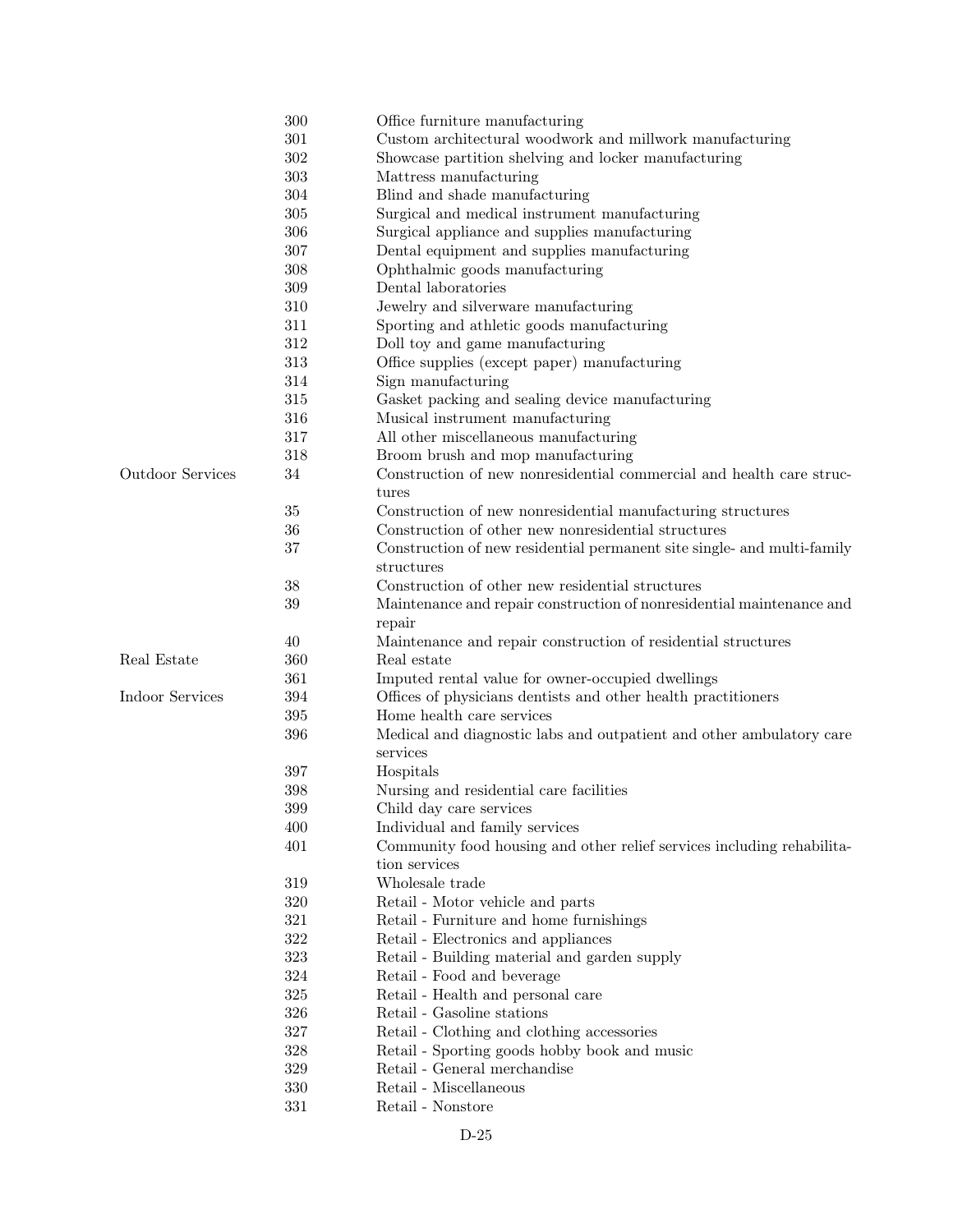| | | |
|---|---|---|
| | 300 | Office furniture manufacturing |
| | 301 | Custom architectural woodwork and millwork manufacturing |
| | 302 | Showcase partition shelving and locker manufacturing |
| | 303 | Mattress manufacturing |
| | 304 | Blind and shade manufacturing |
| | 305 | Surgical and medical instrument manufacturing |
| | 306 | Surgical appliance and supplies manufacturing |
| | 307 | Dental equipment and supplies manufacturing |
| | 308 | Ophthalmic goods manufacturing |
| | 309 | Dental laboratories |
| | 310 | Jewelry and silverware manufacturing |
| | 311 | Sporting and athletic goods manufacturing |
| | 312 | Doll toy and game manufacturing |
| | 313 | Office supplies (except paper) manufacturing |
| | 314 | Sign manufacturing |
| | 315 | Gasket packing and sealing device manufacturing |
| | 316 | Musical instrument manufacturing |
| | 317 | All other miscellaneous manufacturing |
| | 318 | Broom brush and mop manufacturing |
| Outdoor Services | 34 | Construction of new nonresidential commercial and health care structures |
| | 35 | Construction of new nonresidential manufacturing structures |
| | 36 | Construction of other new nonresidential structures |
| | 37 | Construction of new residential permanent site single- and multi-family structures |
| | 38 | Construction of other new residential structures |
| | 39 | Maintenance and repair construction of nonresidential maintenance and repair |
| | 40 | Maintenance and repair construction of residential structures |
| Real Estate | 360 | Real estate |
| | 361 | Imputed rental value for owner-occupied dwellings |
| Indoor Services | 394 | Offices of physicians dentists and other health practitioners |
| | 395 | Home health care services |
| | 396 | Medical and diagnostic labs and outpatient and other ambulatory care services |
| | 397 | Hospitals |
| | 398 | Nursing and residential care facilities |
| | 399 | Child day care services |
| | 400 | Individual and family services |
| | 401 | Community food housing and other relief services including rehabilitation services |
| | 319 | Wholesale trade |
| | 320 | Retail - Motor vehicle and parts |
| | 321 | Retail - Furniture and home furnishings |
| | 322 | Retail - Electronics and appliances |
| | 323 | Retail - Building material and garden supply |
| | 324 | Retail - Food and beverage |
| | 325 | Retail - Health and personal care |
| | 326 | Retail - Gasoline stations |
| | 327 | Retail - Clothing and clothing accessories |
| | 328 | Retail - Sporting goods hobby book and music |
| | 329 | Retail - General merchandise |
| | 330 | Retail - Miscellaneous |
| | 331 | Retail - Nonstore |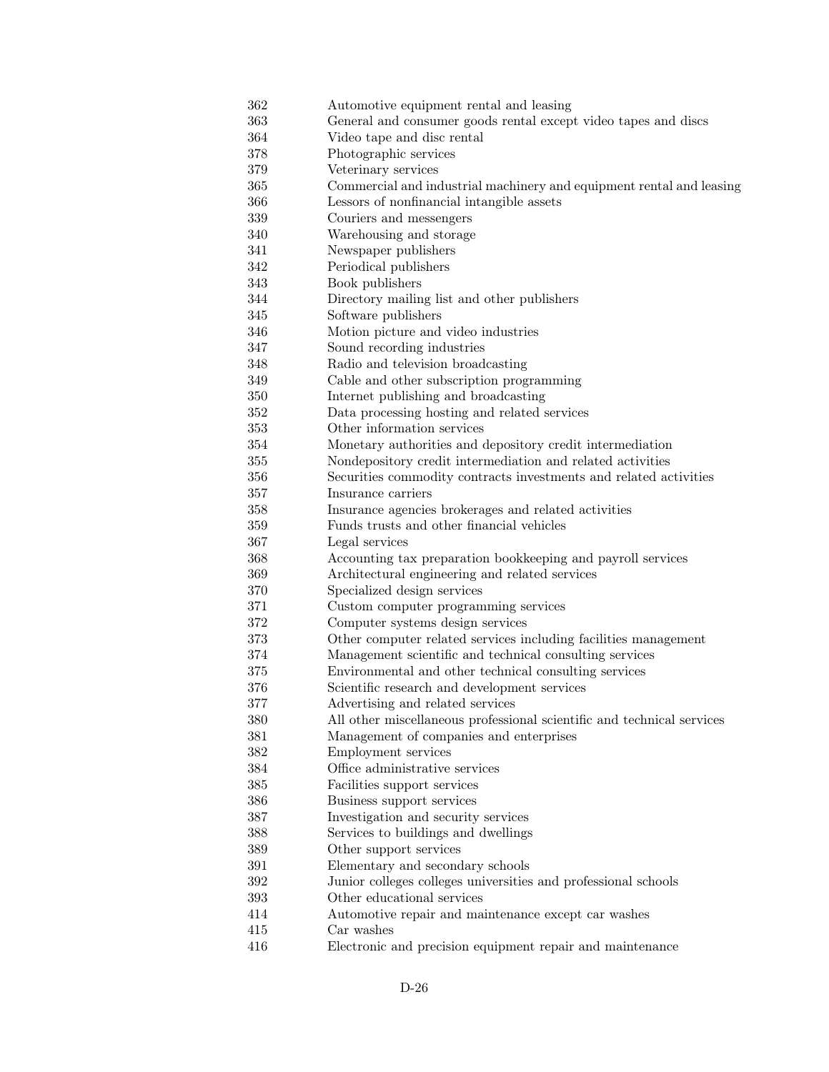| | |
|---|---|
| 362 | Automotive equipment rental and leasing |
| 363 | General and consumer goods rental except video tapes and discs |
| 364 | Video tape and disc rental |
| 378 | Photographic services |
| 379 | Veterinary services |
| 365 | Commercial and industrial machinery and equipment rental and leasing |
| 366 | Lessors of nonfinancial intangible assets |
| 339 | Couriers and messengers |
| 340 | Warehousing and storage |
| 341 | Newspaper publishers |
| 342 | Periodical publishers |
| 343 | Book publishers |
| 344 | Directory mailing list and other publishers |
| 345 | Software publishers |
| 346 | Motion picture and video industries |
| 347 | Sound recording industries |
| 348 | Radio and television broadcasting |
| 349 | Cable and other subscription programming |
| 350 | Internet publishing and broadcasting |
| 352 | Data processing hosting and related services |
| 353 | Other information services |
| 354 | Monetary authorities and depository credit intermediation |
| 355 | Nondepository credit intermediation and related activities |
| 356 | Securities commodity contracts investments and related activities |
| 357 | Insurance carriers |
| 358 | Insurance agencies brokerages and related activities |
| 359 | Funds trusts and other financial vehicles |
| 367 | Legal services |
| 368 | Accounting tax preparation bookkeeping and payroll services |
| 369 | Architectural engineering and related services |
| 370 | Specialized design services |
| 371 | Custom computer programming services |
| 372 | Computer systems design services |
| 373 | Other computer related services including facilities management |
| 374 | Management scientific and technical consulting services |
| 375 | Environmental and other technical consulting services |
| 376 | Scientific research and development services |
| 377 | Advertising and related services |
| 380 | All other miscellaneous professional scientific and technical services |
| 381 | Management of companies and enterprises |
| 382 | Employment services |
| 384 | Office administrative services |
| 385 | Facilities support services |
| 386 | Business support services |
| 387 | Investigation and security services |
| 388 | Services to buildings and dwellings |
| 389 | Other support services |
| 391 | Elementary and secondary schools |
| 392 | Junior colleges colleges universities and professional schools |
| 393 | Other educational services |
| 414 | Automotive repair and maintenance except car washes |
| 415 | Car washes |
| 416 | Electronic and precision equipment repair and maintenance |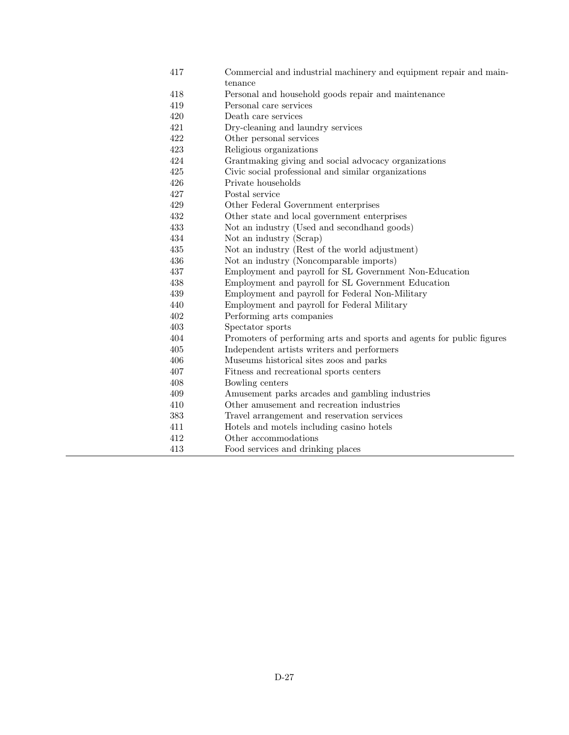| | |
|---|---|
| 417 | Commercial and industrial machinery and equipment repair and maintenance |
| 418 | Personal and household goods repair and maintenance |
| 419 | Personal care services |
| 420 | Death care services |
| 421 | Dry-cleaning and laundry services |
| 422 | Other personal services |
| 423 | Religious organizations |
| 424 | Grantmaking giving and social advocacy organizations |
| 425 | Civic social professional and similar organizations |
| 426 | Private households |
| 427 | Postal service |
| 429 | Other Federal Government enterprises |
| 432 | Other state and local government enterprises |
| 433 | Not an industry (Used and secondhand goods) |
| 434 | Not an industry (Scrap) |
| 435 | Not an industry (Rest of the world adjustment) |
| 436 | Not an industry (Noncomparable imports) |
| 437 | Employment and payroll for SL Government Non-Education |
| 438 | Employment and payroll for SL Government Education |
| 439 | Employment and payroll for Federal Non-Military |
| 440 | Employment and payroll for Federal Military |
| 402 | Performing arts companies |
| 403 | Spectator sports |
| 404 | Promoters of performing arts and sports and agents for public figures |
| 405 | Independent artists writers and performers |
| 406 | Museums historical sites zoos and parks |
| 407 | Fitness and recreational sports centers |
| 408 | Bowling centers |
| 409 | Amusement parks arcades and gambling industries |
| 410 | Other amusement and recreation industries |
| 383 | Travel arrangement and reservation services |
| 411 | Hotels and motels including casino hotels |
| 412 | Other accommodations |
| 413 | Food services and drinking places |